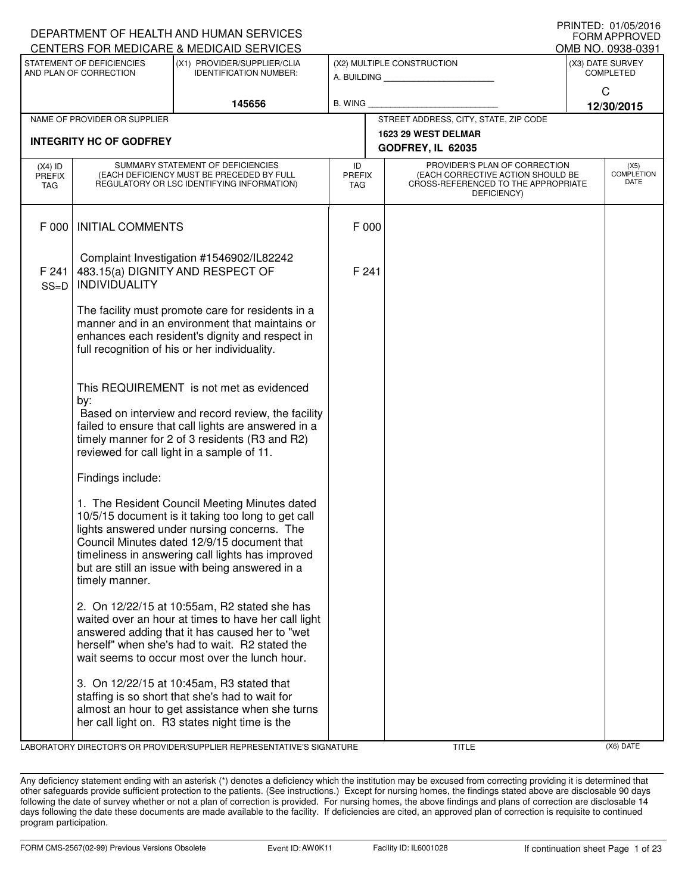DEPARTMENT OF HEALTH AND HUMAN SERVICES
CENTERS FOR MEDICARE & MEDICAID SERVICES

PRINTED: 01/05/2016
FORM APPROVED
OMB NO. 0938-0391

| STATEMENT OF DEFICIENCIES AND PLAN OF CORRECTION | (X1) PROVIDER/SUPPLIER/CLIA IDENTIFICATION NUMBER: | (X2) MULTIPLE CONSTRUCTION | (X3) DATE SURVEY COMPLETED |
|---|---|---|---|
| | 145656 | A. BUILDING ______ B. WING ______ | C 12/30/2015 |

| NAME OF PROVIDER OR SUPPLIER | STREET ADDRESS, CITY, STATE, ZIP CODE |
|---|---|
| INTEGRITY HC OF GODFREY | 1623 29 WEST DELMAR GODFREY, IL 62035 |

| (X4) ID PREFIX TAG | SUMMARY STATEMENT OF DEFICIENCIES (EACH DEFICIENCY MUST BE PRECEDED BY FULL REGULATORY OR LSC IDENTIFYING INFORMATION) | ID PREFIX TAG | PROVIDER'S PLAN OF CORRECTION (EACH CORRECTIVE ACTION SHOULD BE CROSS-REFERENCED TO THE APPROPRIATE DEFICIENCY) | (X5) COMPLETION DATE |
|---|---|---|---|---|
| F 000 | INITIAL COMMENTS | F 000 | | |
| | Complaint Investigation #1546902/IL82242 | | | |
| F 241 SS=D | 483.15(a) DIGNITY AND RESPECT OF INDIVIDUALITY | F 241 | | |

The facility must promote care for residents in a manner and in an environment that maintains or enhances each resident's dignity and respect in full recognition of his or her individuality.

This REQUIREMENT is not met as evidenced by:
Based on interview and record review, the facility failed to ensure that call lights are answered in a timely manner for 2 of 3 residents (R3 and R2) reviewed for call light in a sample of 11.

Findings include:

1. The Resident Council Meeting Minutes dated 10/5/15 document is it taking too long to get call lights answered under nursing concerns. The Council Minutes dated 12/9/15 document that timeliness in answering call lights has improved but are still an issue with being answered in a timely manner.

2. On 12/22/15 at 10:55am, R2 stated she has waited over an hour at times to have her call light answered adding that it has caused her to "wet herself" when she's had to wait. R2 stated the wait seems to occur most over the lunch hour.

3. On 12/22/15 at 10:45am, R3 stated that staffing is so short that she's had to wait for almost an hour to get assistance when she turns her call light on. R3 states night time is the

LABORATORY DIRECTOR'S OR PROVIDER/SUPPLIER REPRESENTATIVE'S SIGNATURE | TITLE | (X6) DATE

Any deficiency statement ending with an asterisk (*) denotes a deficiency which the institution may be excused from correcting providing it is determined that other safeguards provide sufficient protection to the patients. (See instructions.) Except for nursing homes, the findings stated above are disclosable 90 days following the date of survey whether or not a plan of correction is provided. For nursing homes, the above findings and plans of correction are disclosable 14 days following the date these documents are made available to the facility. If deficiencies are cited, an approved plan of correction is requisite to continued program participation.

FORM CMS-2567(02-99) Previous Versions Obsolete | Event ID: AW0K11 | Facility ID: IL6001028 | If continuation sheet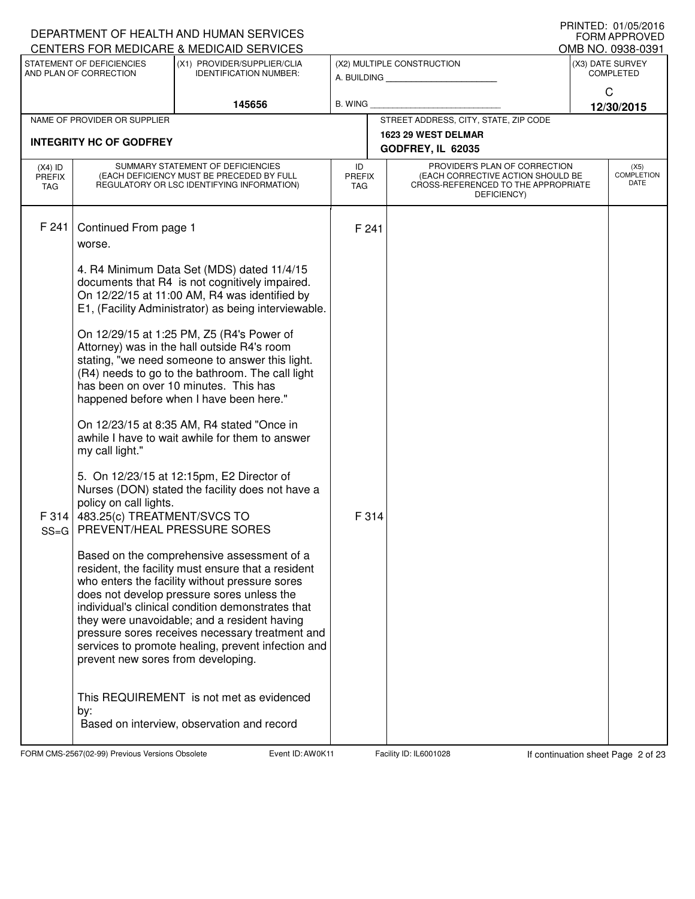DEPARTMENT OF HEALTH AND HUMAN SERVICES
CENTERS FOR MEDICARE & MEDICAID SERVICES

PRINTED: 01/05/2016
FORM APPROVED
OMB NO. 0938-0391

| STATEMENT OF DEFICIENCIES AND PLAN OF CORRECTION | (X1) PROVIDER/SUPPLIER/CLIA IDENTIFICATION NUMBER: | (X2) MULTIPLE CONSTRUCTION | (X3) DATE SURVEY COMPLETED |
|---|---|---|---|
| | 145656 | A. BUILDING ______ B. WING ______ | C 12/30/2015 |

| NAME OF PROVIDER OR SUPPLIER | STREET ADDRESS, CITY, STATE, ZIP CODE |
|---|---|
| INTEGRITY HC OF GODFREY | 1623 29 WEST DELMAR GODFREY, IL 62035 |

| (X4) ID PREFIX TAG | SUMMARY STATEMENT OF DEFICIENCIES (EACH DEFICIENCY MUST BE PRECEDED BY FULL REGULATORY OR LSC IDENTIFYING INFORMATION) | ID PREFIX TAG | PROVIDER'S PLAN OF CORRECTION (EACH CORRECTIVE ACTION SHOULD BE CROSS-REFERENCED TO THE APPROPRIATE DEFICIENCY) | (X5) COMPLETION DATE |
|---|---|---|---|---|
| F 241 | Continued From page 1<br>worse.<br><br>4. R4 Minimum Data Set (MDS) dated 11/4/15 documents that R4 is not cognitively impaired. On 12/22/15 at 11:00 AM, R4 was identified by E1, (Facility Administrator) as being interviewable.<br><br>On 12/29/15 at 1:25 PM, Z5 (R4's Power of Attorney) was in the hall outside R4's room stating, "we need someone to answer this light. (R4) needs to go to the bathroom. The call light has been on over 10 minutes. This has happened before when I have been here."<br><br>On 12/23/15 at 8:35 AM, R4 stated "Once in awhile I have to wait awhile for them to answer my call light."<br><br>5. On 12/23/15 at 12:15pm, E2 Director of Nurses (DON) stated the facility does not have a policy on call lights. | F 241 | | |
| F 314 SS=G | 483.25(c) TREATMENT/SVCS TO PREVENT/HEAL PRESSURE SORES<br><br>Based on the comprehensive assessment of a resident, the facility must ensure that a resident who enters the facility without pressure sores does not develop pressure sores unless the individual's clinical condition demonstrates that they were unavoidable; and a resident having pressure sores receives necessary treatment and services to promote healing, prevent infection and prevent new sores from developing.<br><br>This REQUIREMENT is not met as evidenced by:<br>Based on interview, observation and record | F 314 | | |

FORM CMS-2567(02-99) Previous Versions Obsolete Event ID: AW0K11 Facility ID: IL6001028 If continuation sheet Page 2 of 23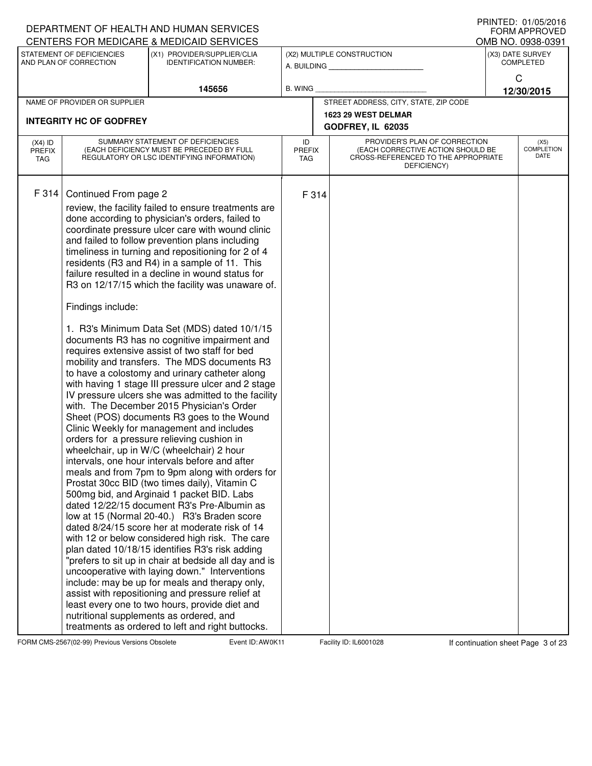DEPARTMENT OF HEALTH AND HUMAN SERVICES
CENTERS FOR MEDICARE & MEDICAID SERVICES

PRINTED: 01/05/2016
FORM APPROVED
OMB NO. 0938-0391

| STATEMENT OF DEFICIENCIES AND PLAN OF CORRECTION | (X1) PROVIDER/SUPPLIER/CLIA IDENTIFICATION NUMBER: | (X2) MULTIPLE CONSTRUCTION | (X3) DATE SURVEY COMPLETED |
|---|---|---|---|
| | 145656 | A. BUILDING _______ B. WING _______ | C 12/30/2015 |

| NAME OF PROVIDER OR SUPPLIER | STREET ADDRESS, CITY, STATE, ZIP CODE |
|---|---|
| INTEGRITY HC OF GODFREY | 1623 29 WEST DELMAR GODFREY, IL 62035 |

| (X4) ID PREFIX TAG | SUMMARY STATEMENT OF DEFICIENCIES (EACH DEFICIENCY MUST BE PRECEDED BY FULL REGULATORY OR LSC IDENTIFYING INFORMATION) | ID PREFIX TAG | PROVIDER'S PLAN OF CORRECTION (EACH CORRECTIVE ACTION SHOULD BE CROSS-REFERENCED TO THE APPROPRIATE DEFICIENCY) | (X5) COMPLETION DATE |
|---|---|---|---|---|
| F 314 | Continued From page 2 | F 314 | | |

review, the facility failed to ensure treatments are done according to physician's orders, failed to coordinate pressure ulcer care with wound clinic and failed to follow prevention plans including timeliness in turning and repositioning for 2 of 4 residents (R3 and R4) in a sample of 11. This failure resulted in a decline in wound status for R3 on 12/17/15 which the facility was unaware of.

Findings include:

1. R3's Minimum Data Set (MDS) dated 10/1/15 documents R3 has no cognitive impairment and requires extensive assist of two staff for bed mobility and transfers. The MDS documents R3 to have a colostomy and urinary catheter along with having 1 stage III pressure ulcer and 2 stage IV pressure ulcers she was admitted to the facility with. The December 2015 Physician's Order Sheet (POS) documents R3 goes to the Wound Clinic Weekly for management and includes orders for a pressure relieving cushion in wheelchair, up in W/C (wheelchair) 2 hour intervals, one hour intervals before and after meals and from 7pm to 9pm along with orders for Prostat 30cc BID (two times daily), Vitamin C 500mg bid, and Arginaid 1 packet BID. Labs dated 12/22/15 document R3's Pre-Albumin as low at 15 (Normal 20-40.) R3's Braden score dated 8/24/15 score her at moderate risk of 14 with 12 or below considered high risk. The care plan dated 10/18/15 identifies R3's risk adding "prefers to sit up in chair at bedside all day and is uncooperative with laying down." Interventions include: may be up for meals and therapy only, assist with repositioning and pressure relief at least every one to two hours, provide diet and nutritional supplements as ordered, and treatments as ordered to left and right buttocks.

FORM CMS-2567(02-99) Previous Versions Obsolete Event ID: AW0K11 Facility ID: IL6001028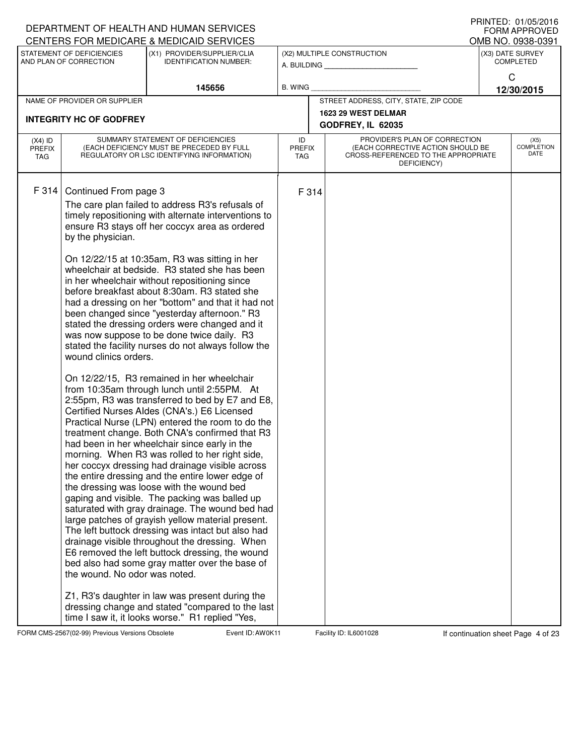DEPARTMENT OF HEALTH AND HUMAN SERVICES
CENTERS FOR MEDICARE & MEDICAID SERVICES

PRINTED: 01/05/2016
FORM APPROVED
OMB NO. 0938-0391

| STATEMENT OF DEFICIENCIES AND PLAN OF CORRECTION | (X1) PROVIDER/SUPPLIER/CLIA IDENTIFICATION NUMBER: | (X2) MULTIPLE CONSTRUCTION | (X3) DATE SURVEY COMPLETED |
|---|---|---|---|
| | 145656 | A. BUILDING ______ B. WING ______ | C 12/30/2015 |

| NAME OF PROVIDER OR SUPPLIER | STREET ADDRESS, CITY, STATE, ZIP CODE |
|---|---|
| INTEGRITY HC OF GODFREY | 1623 29 WEST DELMAR GODFREY, IL 62035 |

| (X4) ID PREFIX TAG | SUMMARY STATEMENT OF DEFICIENCIES (EACH DEFICIENCY MUST BE PRECEDED BY FULL REGULATORY OR LSC IDENTIFYING INFORMATION) | ID PREFIX TAG | PROVIDER'S PLAN OF CORRECTION (EACH CORRECTIVE ACTION SHOULD BE CROSS-REFERENCED TO THE APPROPRIATE DEFICIENCY) | (X5) COMPLETION DATE |
|---|---|---|---|---|
| F 314 | Continued From page 3 | F 314 | | |

The care plan failed to address R3's refusals of timely repositioning with alternate interventions to ensure R3 stays off her coccyx area as ordered by the physician.

On 12/22/15 at 10:35am, R3 was sitting in her wheelchair at bedside. R3 stated she has been in her wheelchair without repositioning since before breakfast about 8:30am. R3 stated she had a dressing on her "bottom" and that it had not been changed since "yesterday afternoon." R3 stated the dressing orders were changed and it was now suppose to be done twice daily. R3 stated the facility nurses do not always follow the wound clinics orders.

On 12/22/15, R3 remained in her wheelchair from 10:35am through lunch until 2:55PM. At 2:55pm, R3 was transferred to bed by E7 and E8, Certified Nurses AIdes (CNA's.) E6 Licensed Practical Nurse (LPN) entered the room to do the treatment change. Both CNA's confirmed that R3 had been in her wheelchair since early in the morning. When R3 was rolled to her right side, her coccyx dressing had drainage visible across the entire dressing and the entire lower edge of the dressing was loose with the wound bed gaping and visible. The packing was balled up saturated with gray drainage. The wound bed had large patches of grayish yellow material present. The left buttock dressing was intact but also had drainage visible throughout the dressing. When E6 removed the left buttock dressing, the wound bed also had some gray matter over the base of the wound. No odor was noted.

Z1, R3's daughter in law was present during the dressing change and stated "compared to the last time I saw it, it looks worse." R1 replied "Yes,

FORM CMS-2567(02-99) Previous Versions Obsolete Event ID: AW0K11 Facility ID: IL6001028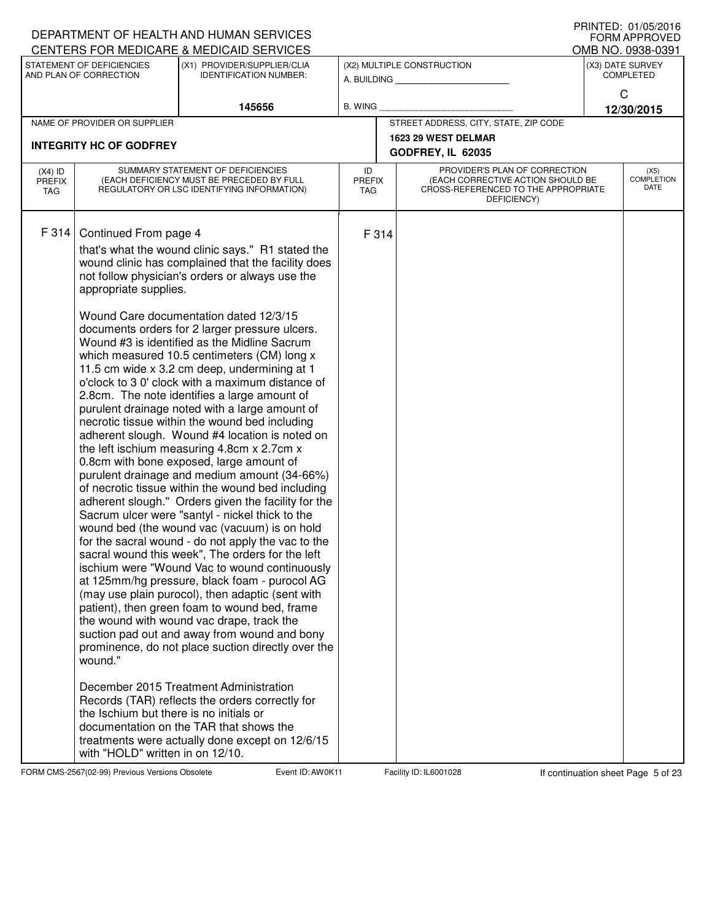DEPARTMENT OF HEALTH AND HUMAN SERVICES
CENTERS FOR MEDICARE & MEDICAID SERVICES

PRINTED: 01/05/2016
FORM APPROVED
OMB NO. 0938-0391

| STATEMENT OF DEFICIENCIES AND PLAN OF CORRECTION | (X1) PROVIDER/SUPPLIER/CLIA IDENTIFICATION NUMBER: | (X2) MULTIPLE CONSTRUCTION | (X3) DATE SURVEY COMPLETED |
|---|---|---|---|
| | 145656 | A. BUILDING ___ B. WING ___ | C 12/30/2015 |

| NAME OF PROVIDER OR SUPPLIER | STREET ADDRESS, CITY, STATE, ZIP CODE |
|---|---|
| INTEGRITY HC OF GODFREY | 1623 29 WEST DELMAR GODFREY, IL 62035 |

| (X4) ID PREFIX TAG | SUMMARY STATEMENT OF DEFICIENCIES (EACH DEFICIENCY MUST BE PRECEDED BY FULL REGULATORY OR LSC IDENTIFYING INFORMATION) | ID PREFIX TAG | PROVIDER'S PLAN OF CORRECTION (EACH CORRECTIVE ACTION SHOULD BE CROSS-REFERENCED TO THE APPROPRIATE DEFICIENCY) | (X5) COMPLETION DATE |
|---|---|---|---|---|
| F 314 | Continued From page 4 | F 314 | | |

that's what the wound clinic says." R1 stated the wound clinic has complained that the facility does not follow physician's orders or always use the appropriate supplies.

Wound Care documentation dated 12/3/15 documents orders for 2 larger pressure ulcers. Wound #3 is identified as the Midline Sacrum which measured 10.5 centimeters (CM) long x 11.5 cm wide x 3.2 cm deep, undermining at 1 o'clock to 3 0' clock with a maximum distance of 2.8cm. The note identifies a large amount of purulent drainage noted with a large amount of necrotic tissue within the wound bed including adherent slough. Wound #4 location is noted on the left ischium measuring 4.8cm x 2.7cm x 0.8cm with bone exposed, large amount of purulent drainage and medium amount (34-66%) of necrotic tissue within the wound bed including adherent slough." Orders given the facility for the Sacrum ulcer were "santyl - nickel thick to the wound bed (the wound vac (vacuum) is on hold for the sacral wound - do not apply the vac to the sacral wound this week", The orders for the left ischium were "Wound Vac to wound continuously at 125mm/hg pressure, black foam - purocol AG (may use plain purocol), then adaptic (sent with patient), then green foam to wound bed, frame the wound with wound vac drape, track the suction pad out and away from wound and bony prominence, do not place suction directly over the wound."

December 2015 Treatment Administration Records (TAR) reflects the orders correctly for the Ischium but there is no initials or documentation on the TAR that shows the treatments were actually done except on 12/6/15 with "HOLD" written in on 12/10.

FORM CMS-2567(02-99) Previous Versions Obsolete Event ID: AW0K11 Facility ID: IL6001028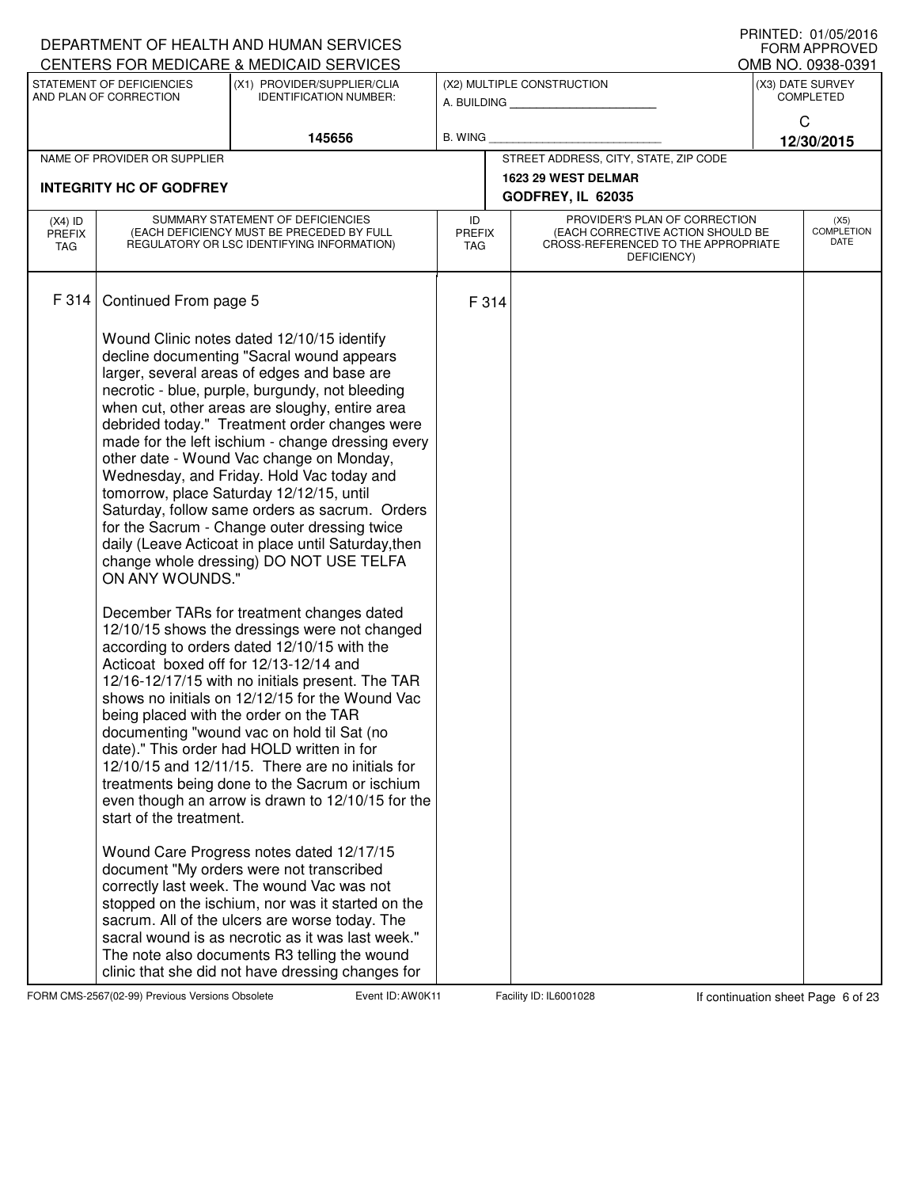DEPARTMENT OF HEALTH AND HUMAN SERVICES
CENTERS FOR MEDICARE & MEDICAID SERVICES

PRINTED: 01/05/2016
FORM APPROVED
OMB NO. 0938-0391

| STATEMENT OF DEFICIENCIES AND PLAN OF CORRECTION | (X1) PROVIDER/SUPPLIER/CLIA IDENTIFICATION NUMBER: | (X2) MULTIPLE CONSTRUCTION | (X3) DATE SURVEY COMPLETED |
|---|---|---|---|
| | 145656 | A. BUILDING _______ B. WING _______ | C 12/30/2015 |

| NAME OF PROVIDER OR SUPPLIER | STREET ADDRESS, CITY, STATE, ZIP CODE |
|---|---|
| INTEGRITY HC OF GODFREY | 1623 29 WEST DELMAR GODFREY, IL 62035 |

| (X4) ID PREFIX TAG | SUMMARY STATEMENT OF DEFICIENCIES (EACH DEFICIENCY MUST BE PRECEDED BY FULL REGULATORY OR LSC IDENTIFYING INFORMATION) | ID PREFIX TAG | PROVIDER'S PLAN OF CORRECTION (EACH CORRECTIVE ACTION SHOULD BE CROSS-REFERENCED TO THE APPROPRIATE DEFICIENCY) | (X5) COMPLETION DATE |
|---|---|---|---|---|
| F 314 | Continued From page 5 | F 314 | | |

Wound Clinic notes dated 12/10/15 identify decline documenting "Sacral wound appears larger, several areas of edges and base are necrotic - blue, purple, burgundy, not bleeding when cut, other areas are sloughy, entire area debrided today." Treatment order changes were made for the left ischium - change dressing every other date - Wound Vac change on Monday, Wednesday, and Friday. Hold Vac today and tomorrow, place Saturday 12/12/15, until Saturday, follow same orders as sacrum. Orders for the Sacrum - Change outer dressing twice daily (Leave Acticoat in place until Saturday,then change whole dressing) DO NOT USE TELFA ON ANY WOUNDS."

December TARs for treatment changes dated 12/10/15 shows the dressings were not changed according to orders dated 12/10/15 with the Acticoat boxed off for 12/13-12/14 and 12/16-12/17/15 with no initials present. The TAR shows no initials on 12/12/15 for the Wound Vac being placed with the order on the TAR documenting "wound vac on hold til Sat (no date)." This order had HOLD written in for 12/10/15 and 12/11/15. There are no initials for treatments being done to the Sacrum or ischium even though an arrow is drawn to 12/10/15 for the start of the treatment.

Wound Care Progress notes dated 12/17/15 document "My orders were not transcribed correctly last week. The wound Vac was not stopped on the ischium, nor was it started on the sacrum. All of the ulcers are worse today. The sacral wound is as necrotic as it was last week." The note also documents R3 telling the wound clinic that she did not have dressing changes for

FORM CMS-2567(02-99) Previous Versions Obsolete Event ID: AW0K11 Facility ID: IL6001028 If continuation sheet Page 6 of 23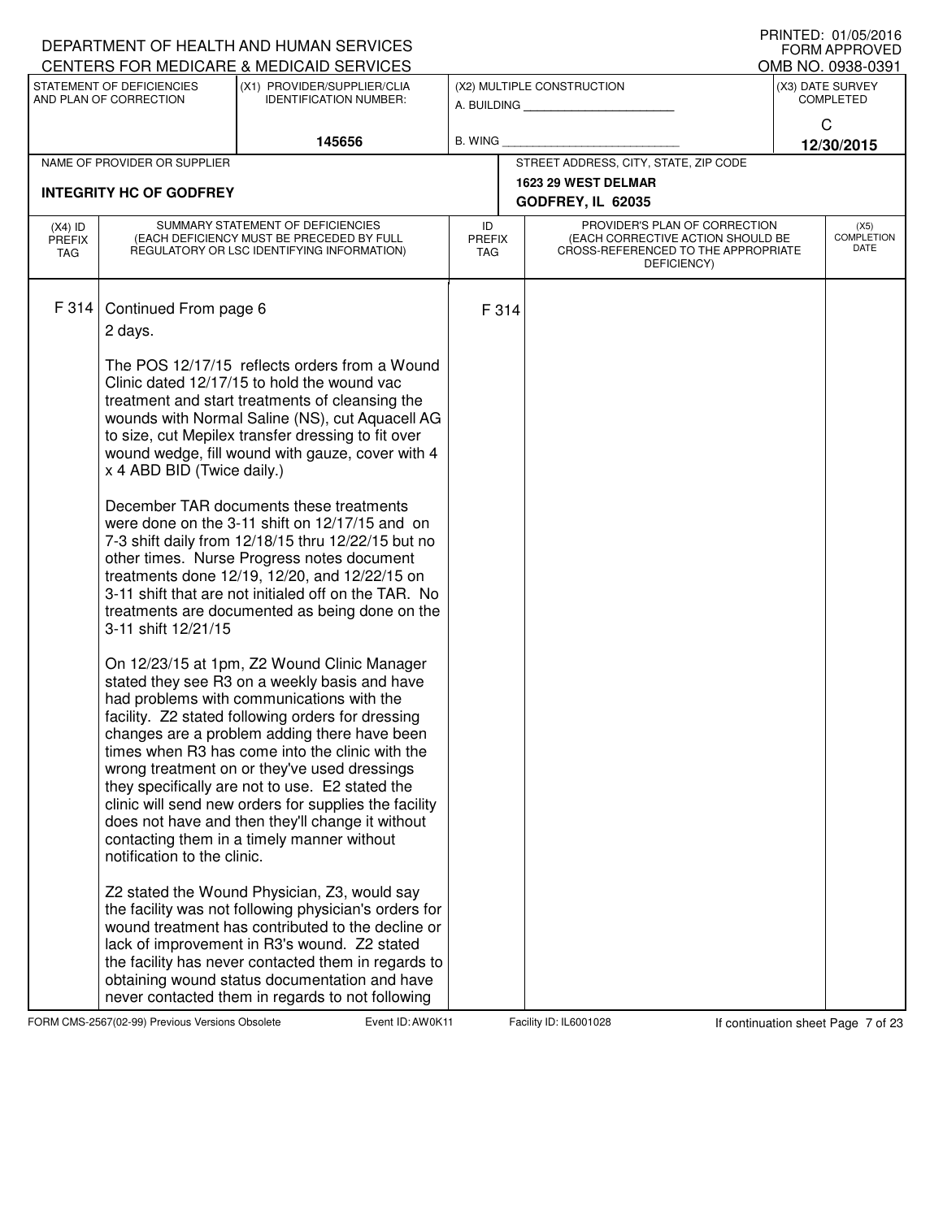DEPARTMENT OF HEALTH AND HUMAN SERVICES
CENTERS FOR MEDICARE & MEDICAID SERVICES

PRINTED: 01/05/2016
FORM APPROVED
OMB NO. 0938-0391

| STATEMENT OF DEFICIENCIES AND PLAN OF CORRECTION | (X1) PROVIDER/SUPPLIER/CLIA IDENTIFICATION NUMBER: | (X2) MULTIPLE CONSTRUCTION | (X3) DATE SURVEY COMPLETED |
|---|---|---|---|
| | 145656 | A. BUILDING ______ B. WING ______ | C 12/30/2015 |

| NAME OF PROVIDER OR SUPPLIER | STREET ADDRESS, CITY, STATE, ZIP CODE |
|---|---|
| INTEGRITY HC OF GODFREY | 1623 29 WEST DELMAR GODFREY, IL 62035 |

| (X4) ID PREFIX TAG | SUMMARY STATEMENT OF DEFICIENCIES (EACH DEFICIENCY MUST BE PRECEDED BY FULL REGULATORY OR LSC IDENTIFYING INFORMATION) | ID PREFIX TAG | PROVIDER'S PLAN OF CORRECTION (EACH CORRECTIVE ACTION SHOULD BE CROSS-REFERENCED TO THE APPROPRIATE DEFICIENCY) | (X5) COMPLETION DATE |
|---|---|---|---|---|
| F 314 | Continued From page 6 | F 314 | | |

2 days.

The POS 12/17/15 reflects orders from a Wound Clinic dated 12/17/15 to hold the wound vac treatment and start treatments of cleansing the wounds with Normal Saline (NS), cut Aquacell AG to size, cut Mepilex transfer dressing to fit over wound wedge, fill wound with gauze, cover with 4 x 4 ABD BID (Twice daily.)

December TAR documents these treatments were done on the 3-11 shift on 12/17/15 and on 7-3 shift daily from 12/18/15 thru 12/22/15 but no other times. Nurse Progress notes document treatments done 12/19, 12/20, and 12/22/15 on 3-11 shift that are not initialed off on the TAR. No treatments are documented as being done on the 3-11 shift 12/21/15

On 12/23/15 at 1pm, Z2 Wound Clinic Manager stated they see R3 on a weekly basis and have had problems with communications with the facility. Z2 stated following orders for dressing changes are a problem adding there have been times when R3 has come into the clinic with the wrong treatment on or they've used dressings they specifically are not to use. E2 stated the clinic will send new orders for supplies the facility does not have and then they'll change it without contacting them in a timely manner without notification to the clinic.

Z2 stated the Wound Physician, Z3, would say the facility was not following physician's orders for wound treatment has contributed to the decline or lack of improvement in R3's wound. Z2 stated the facility has never contacted them in regards to obtaining wound status documentation and have never contacted them in regards to not following

FORM CMS-2567(02-99) Previous Versions Obsolete Event ID: AW0K11 Facility ID: IL6001028 If continuation sheet Page 7 of 23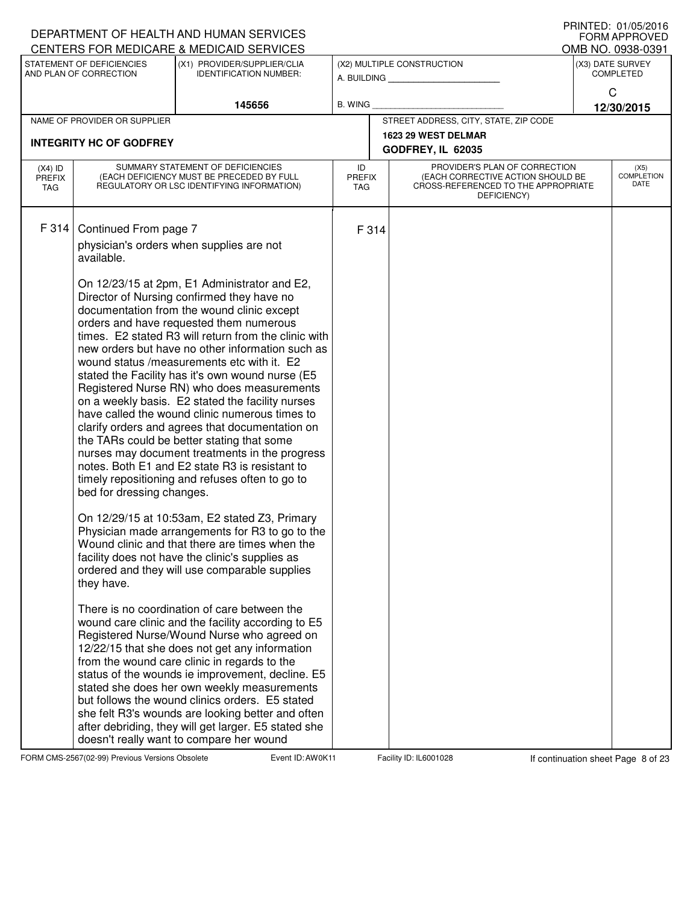DEPARTMENT OF HEALTH AND HUMAN SERVICES
CENTERS FOR MEDICARE & MEDICAID SERVICES

PRINTED: 01/05/2016
FORM APPROVED
OMB NO. 0938-0391

| STATEMENT OF DEFICIENCIES AND PLAN OF CORRECTION | (X1) PROVIDER/SUPPLIER/CLIA IDENTIFICATION NUMBER: | (X2) MULTIPLE CONSTRUCTION | (X3) DATE SURVEY COMPLETED |
|---|---|---|---|
| | 145656 | A. BUILDING ______ B. WING ______ | C 12/30/2015 |

| NAME OF PROVIDER OR SUPPLIER | STREET ADDRESS, CITY, STATE, ZIP CODE |
|---|---|
| INTEGRITY HC OF GODFREY | 1623 29 WEST DELMAR GODFREY, IL 62035 |

| (X4) ID PREFIX TAG | SUMMARY STATEMENT OF DEFICIENCIES (EACH DEFICIENCY MUST BE PRECEDED BY FULL REGULATORY OR LSC IDENTIFYING INFORMATION) | ID PREFIX TAG | PROVIDER'S PLAN OF CORRECTION (EACH CORRECTIVE ACTION SHOULD BE CROSS-REFERENCED TO THE APPROPRIATE DEFICIENCY) | (X5) COMPLETION DATE |
|---|---|---|---|---|
| F 314 | Continued From page 7 | F 314 | | |

physician's orders when supplies are not available.

On 12/23/15 at 2pm, E1 Administrator and E2, Director of Nursing confirmed they have no documentation from the wound clinic except orders and have requested them numerous times. E2 stated R3 will return from the clinic with new orders but have no other information such as wound status /measurements etc with it. E2 stated the Facility has it's own wound nurse (E5 Registered Nurse RN) who does measurements on a weekly basis. E2 stated the facility nurses have called the wound clinic numerous times to clarify orders and agrees that documentation on the TARs could be better stating that some nurses may document treatments in the progress notes. Both E1 and E2 state R3 is resistant to timely repositioning and refuses often to go to bed for dressing changes.

On 12/29/15 at 10:53am, E2 stated Z3, Primary Physician made arrangements for R3 to go to the Wound clinic and that there are times when the facility does not have the clinic's supplies as ordered and they will use comparable supplies they have.

There is no coordination of care between the wound care clinic and the facility according to E5 Registered Nurse/Wound Nurse who agreed on 12/22/15 that she does not get any information from the wound care clinic in regards to the status of the wounds ie improvement, decline. E5 stated she does her own weekly measurements but follows the wound clinics orders. E5 stated she felt R3's wounds are looking better and often after debriding, they will get larger. E5 stated she doesn't really want to compare her wound

FORM CMS-2567(02-99) Previous Versions Obsolete Event ID: AW0K11 Facility ID: IL6001028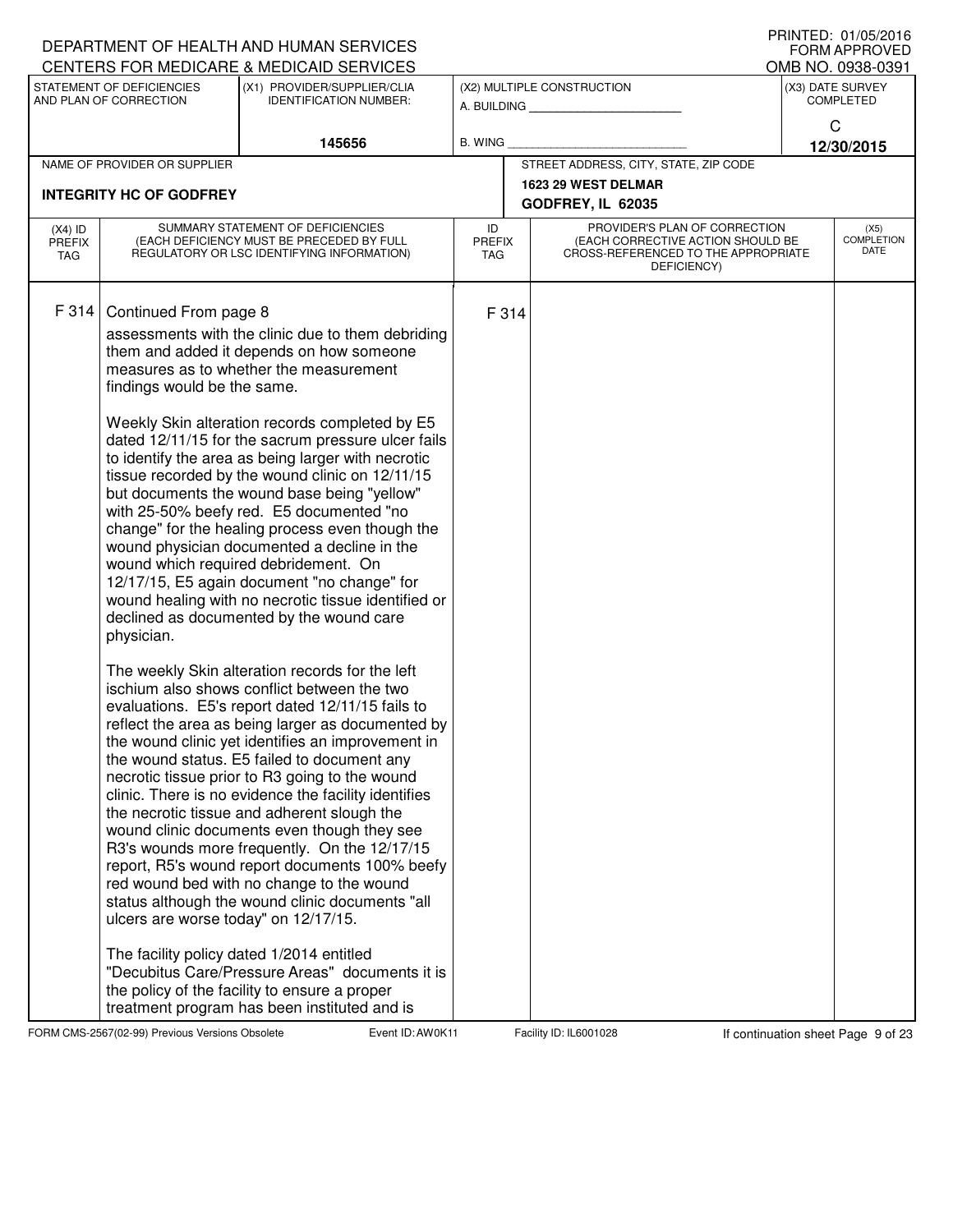DEPARTMENT OF HEALTH AND HUMAN SERVICES
CENTERS FOR MEDICARE & MEDICAID SERVICES

PRINTED: 01/05/2016
FORM APPROVED
OMB NO. 0938-0391

| STATEMENT OF DEFICIENCIES AND PLAN OF CORRECTION | (X1) PROVIDER/SUPPLIER/CLIA IDENTIFICATION NUMBER: | (X2) MULTIPLE CONSTRUCTION | (X3) DATE SURVEY COMPLETED |
|---|---|---|---|
| | 145656 | A. BUILDING ______ B. WING ______ | C 12/30/2015 |

| NAME OF PROVIDER OR SUPPLIER | STREET ADDRESS, CITY, STATE, ZIP CODE |
|---|---|
| INTEGRITY HC OF GODFREY | 1623 29 WEST DELMAR GODFREY, IL 62035 |

| (X4) ID PREFIX TAG | SUMMARY STATEMENT OF DEFICIENCIES (EACH DEFICIENCY MUST BE PRECEDED BY FULL REGULATORY OR LSC IDENTIFYING INFORMATION) | ID PREFIX TAG | PROVIDER'S PLAN OF CORRECTION (EACH CORRECTIVE ACTION SHOULD BE CROSS-REFERENCED TO THE APPROPRIATE DEFICIENCY) | (X5) COMPLETION DATE |
|---|---|---|---|---|
| F 314 | Continued From page 8<br>assessments with the clinic due to them debriding them and added it depends on how someone measures as to whether the measurement findings would be the same.<br><br>Weekly Skin alteration records completed by E5 dated 12/11/15 for the sacrum pressure ulcer fails to identify the area as being larger with necrotic tissue recorded by the wound clinic on 12/11/15 but documents the wound base being "yellow" with 25-50% beefy red. E5 documented "no change" for the healing process even though the wound physician documented a decline in the wound which required debridement. On 12/17/15, E5 again document "no change" for wound healing with no necrotic tissue identified or declined as documented by the wound care physician.<br><br>The weekly Skin alteration records for the left ischium also shows conflict between the two evaluations. E5's report dated 12/11/15 fails to reflect the area as being larger as documented by the wound clinic yet identifies an improvement in the wound status. E5 failed to document any necrotic tissue prior to R3 going to the wound clinic. There is no evidence the facility identifies the necrotic tissue and adherent slough the wound clinic documents even though they see R3's wounds more frequently. On the 12/17/15 report, R5's wound report documents 100% beefy red wound bed with no change to the wound status although the wound clinic documents "all ulcers are worse today" on 12/17/15.<br><br>The facility policy dated 1/2014 entitled "Decubitus Care/Pressure Areas" documents it is the policy of the facility to ensure a proper treatment program has been instituted and is | F 314 | | |

FORM CMS-2567(02-99) Previous Versions Obsolete Event ID: AW0K11 Facility ID: IL6001028 If continuation sheet Page 9 of 23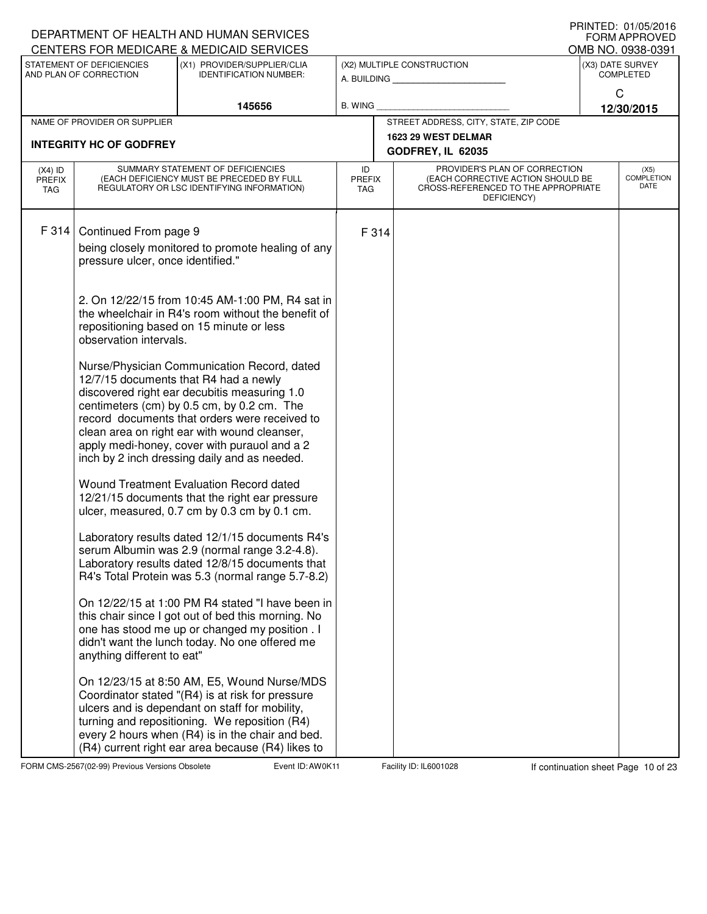DEPARTMENT OF HEALTH AND HUMAN SERVICES
CENTERS FOR MEDICARE & MEDICAID SERVICES

PRINTED: 01/05/2016
FORM APPROVED
OMB NO. 0938-0391

| STATEMENT OF DEFICIENCIES AND PLAN OF CORRECTION | (X1) PROVIDER/SUPPLIER/CLIA IDENTIFICATION NUMBER: | (X2) MULTIPLE CONSTRUCTION | (X3) DATE SURVEY COMPLETED |
|---|---|---|---|
| | 145656 | A. BUILDING ______ B. WING ______ | C 12/30/2015 |

| NAME OF PROVIDER OR SUPPLIER | STREET ADDRESS, CITY, STATE, ZIP CODE |
|---|---|
| INTEGRITY HC OF GODFREY | 1623 29 WEST DELMAR GODFREY, IL 62035 |

| (X4) ID PREFIX TAG | SUMMARY STATEMENT OF DEFICIENCIES (EACH DEFICIENCY MUST BE PRECEDED BY FULL REGULATORY OR LSC IDENTIFYING INFORMATION) | ID PREFIX TAG | PROVIDER'S PLAN OF CORRECTION (EACH CORRECTIVE ACTION SHOULD BE CROSS-REFERENCED TO THE APPROPRIATE DEFICIENCY) | (X5) COMPLETION DATE |
|---|---|---|---|---|
| F 314 | Continued From page 9 | F 314 | | |

being closely monitored to promote healing of any pressure ulcer, once identified."

2. On 12/22/15 from 10:45 AM-1:00 PM, R4 sat in the wheelchair in R4's room without the benefit of repositioning based on 15 minute or less observation intervals.

Nurse/Physician Communication Record, dated 12/7/15 documents that R4 had a newly discovered right ear decubitis measuring 1.0 centimeters (cm) by 0.5 cm, by 0.2 cm. The record documents that orders were received to clean area on right ear with wound cleanser, apply medi-honey, cover with purauol and a 2 inch by 2 inch dressing daily and as needed.

Wound Treatment Evaluation Record dated 12/21/15 documents that the right ear pressure ulcer, measured, 0.7 cm by 0.3 cm by 0.1 cm.

Laboratory results dated 12/1/15 documents R4's serum Albumin was 2.9 (normal range 3.2-4.8). Laboratory results dated 12/8/15 documents that R4's Total Protein was 5.3 (normal range 5.7-8.2)

On 12/22/15 at 1:00 PM R4 stated "I have been in this chair since I got out of bed this morning. No one has stood me up or changed my position . I didn't want the lunch today. No one offered me anything different to eat"

On 12/23/15 at 8:50 AM, E5, Wound Nurse/MDS Coordinator stated "(R4) is at risk for pressure ulcers and is dependant on staff for mobility, turning and repositioning. We reposition (R4) every 2 hours when (R4) is in the chair and bed. (R4) current right ear area because (R4) likes to

FORM CMS-2567(02-99) Previous Versions Obsolete | Event ID: AW0K11 | Facility ID: IL6001028 | If continuation sheet Page 10 of 23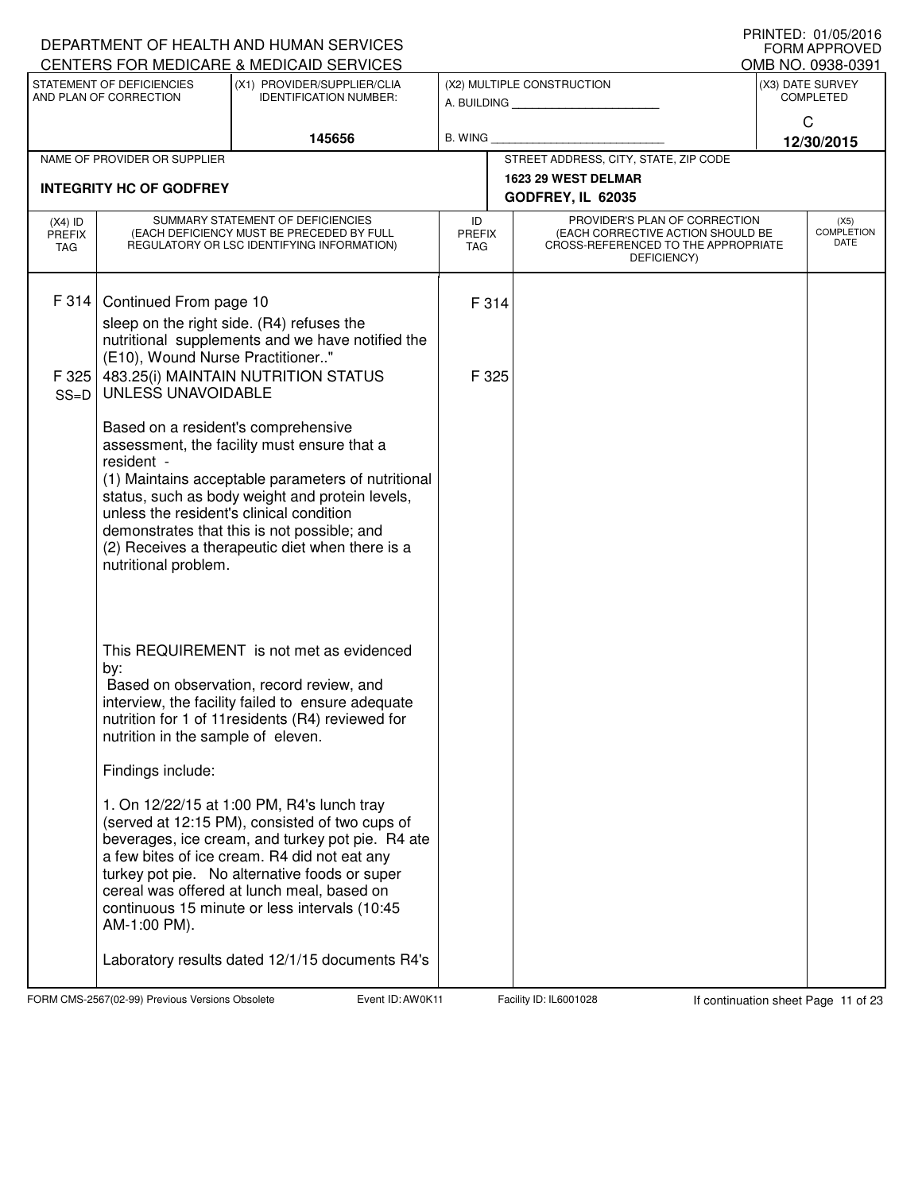DEPARTMENT OF HEALTH AND HUMAN SERVICES
CENTERS FOR MEDICARE & MEDICAID SERVICES

PRINTED: 01/05/2016
FORM APPROVED
OMB NO. 0938-0391

| STATEMENT OF DEFICIENCIES AND PLAN OF CORRECTION | (X1) PROVIDER/SUPPLIER/CLIA IDENTIFICATION NUMBER: | (X2) MULTIPLE CONSTRUCTION | (X3) DATE SURVEY COMPLETED |
|---|---|---|---|
| | 145656 | A. BUILDING ______ B. WING ______ | C 12/30/2015 |

| NAME OF PROVIDER OR SUPPLIER | STREET ADDRESS, CITY, STATE, ZIP CODE |
|---|---|
| INTEGRITY HC OF GODFREY | 1623 29 WEST DELMAR GODFREY, IL 62035 |

| (X4) ID PREFIX TAG | SUMMARY STATEMENT OF DEFICIENCIES (EACH DEFICIENCY MUST BE PRECEDED BY FULL REGULATORY OR LSC IDENTIFYING INFORMATION) | ID PREFIX TAG | PROVIDER'S PLAN OF CORRECTION (EACH CORRECTIVE ACTION SHOULD BE CROSS-REFERENCED TO THE APPROPRIATE DEFICIENCY) | (X5) COMPLETION DATE |
|---|---|---|---|---|
| F 314 | Continued From page 10<br>sleep on the right side. (R4) refuses the nutritional supplements and we have notified the (E10), Wound Nurse Practitioner.." | F 314 | | |
| F 325 SS=D | 483.25(i) MAINTAIN NUTRITION STATUS UNLESS UNAVOIDABLE<br><br>Based on a resident's comprehensive assessment, the facility must ensure that a resident -<br>(1) Maintains acceptable parameters of nutritional status, such as body weight and protein levels, unless the resident's clinical condition demonstrates that this is not possible; and<br>(2) Receives a therapeutic diet when there is a nutritional problem.<br><br>This REQUIREMENT is not met as evidenced by:<br>Based on observation, record review, and interview, the facility failed to ensure adequate nutrition for 1 of 11residents (R4) reviewed for nutrition in the sample of eleven.<br><br>Findings include:<br><br>1. On 12/22/15 at 1:00 PM, R4's lunch tray (served at 12:15 PM), consisted of two cups of beverages, ice cream, and turkey pot pie. R4 ate a few bites of ice cream. R4 did not eat any turkey pot pie. No alternative foods or super cereal was offered at lunch meal, based on continuous 15 minute or less intervals (10:45 AM-1:00 PM).<br><br>Laboratory results dated 12/1/15 documents R4's | F 325 | | |

FORM CMS-2567(02-99) Previous Versions Obsolete Event ID: AW0K11 Facility ID: IL6001028 If continuation sheet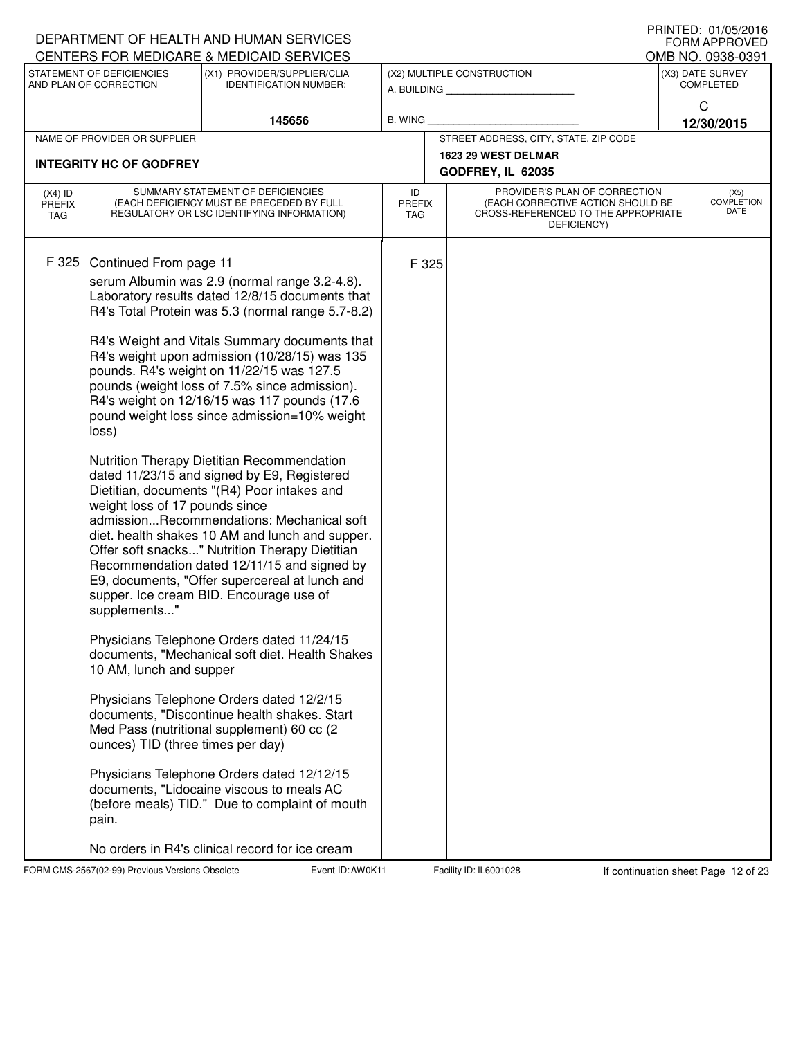DEPARTMENT OF HEALTH AND HUMAN SERVICES
CENTERS FOR MEDICARE & MEDICAID SERVICES

PRINTED: 01/05/2016
FORM APPROVED
OMB NO. 0938-0391

| STATEMENT OF DEFICIENCIES AND PLAN OF CORRECTION | (X1) PROVIDER/SUPPLIER/CLIA IDENTIFICATION NUMBER: | (X2) MULTIPLE CONSTRUCTION | (X3) DATE SURVEY COMPLETED |
|---|---|---|---|
| | 145656 | A. BUILDING ______ B. WING ______ | C 12/30/2015 |

| NAME OF PROVIDER OR SUPPLIER | STREET ADDRESS, CITY, STATE, ZIP CODE |
|---|---|
| INTEGRITY HC OF GODFREY | 1623 29 WEST DELMAR GODFREY, IL 62035 |

| (X4) ID PREFIX TAG | SUMMARY STATEMENT OF DEFICIENCIES (EACH DEFICIENCY MUST BE PRECEDED BY FULL REGULATORY OR LSC IDENTIFYING INFORMATION) | ID PREFIX TAG | PROVIDER'S PLAN OF CORRECTION (EACH CORRECTIVE ACTION SHOULD BE CROSS-REFERENCED TO THE APPROPRIATE DEFICIENCY) | (X5) COMPLETION DATE |
|---|---|---|---|---|
| F 325 | Continued From page 11 | F 325 | | |

serum Albumin was 2.9 (normal range 3.2-4.8). Laboratory results dated 12/8/15 documents that R4's Total Protein was 5.3 (normal range 5.7-8.2)

R4's Weight and Vitals Summary documents that R4's weight upon admission (10/28/15) was 135 pounds. R4's weight on 11/22/15 was 127.5 pounds (weight loss of 7.5% since admission). R4's weight on 12/16/15 was 117 pounds (17.6 pound weight loss since admission=10% weight loss)

Nutrition Therapy Dietitian Recommendation dated 11/23/15 and signed by E9, Registered Dietitian, documents "(R4) Poor intakes and weight loss of 17 pounds since admission...Recommendations: Mechanical soft diet. health shakes 10 AM and lunch and supper. Offer soft snacks..." Nutrition Therapy Dietitian Recommendation dated 12/11/15 and signed by E9, documents, "Offer supercereal at lunch and supper. Ice cream BID. Encourage use of supplements..."

Physicians Telephone Orders dated 11/24/15 documents, "Mechanical soft diet. Health Shakes 10 AM, lunch and supper

Physicians Telephone Orders dated 12/2/15 documents, "Discontinue health shakes. Start Med Pass (nutritional supplement) 60 cc (2 ounces) TID (three times per day)

Physicians Telephone Orders dated 12/12/15 documents, "Lidocaine viscous to meals AC (before meals) TID." Due to complaint of mouth pain.

No orders in R4's clinical record for ice cream

FORM CMS-2567(02-99) Previous Versions Obsolete Event ID: AW0K11 Facility ID: IL6001028 If continuation sheet Page 12 of 23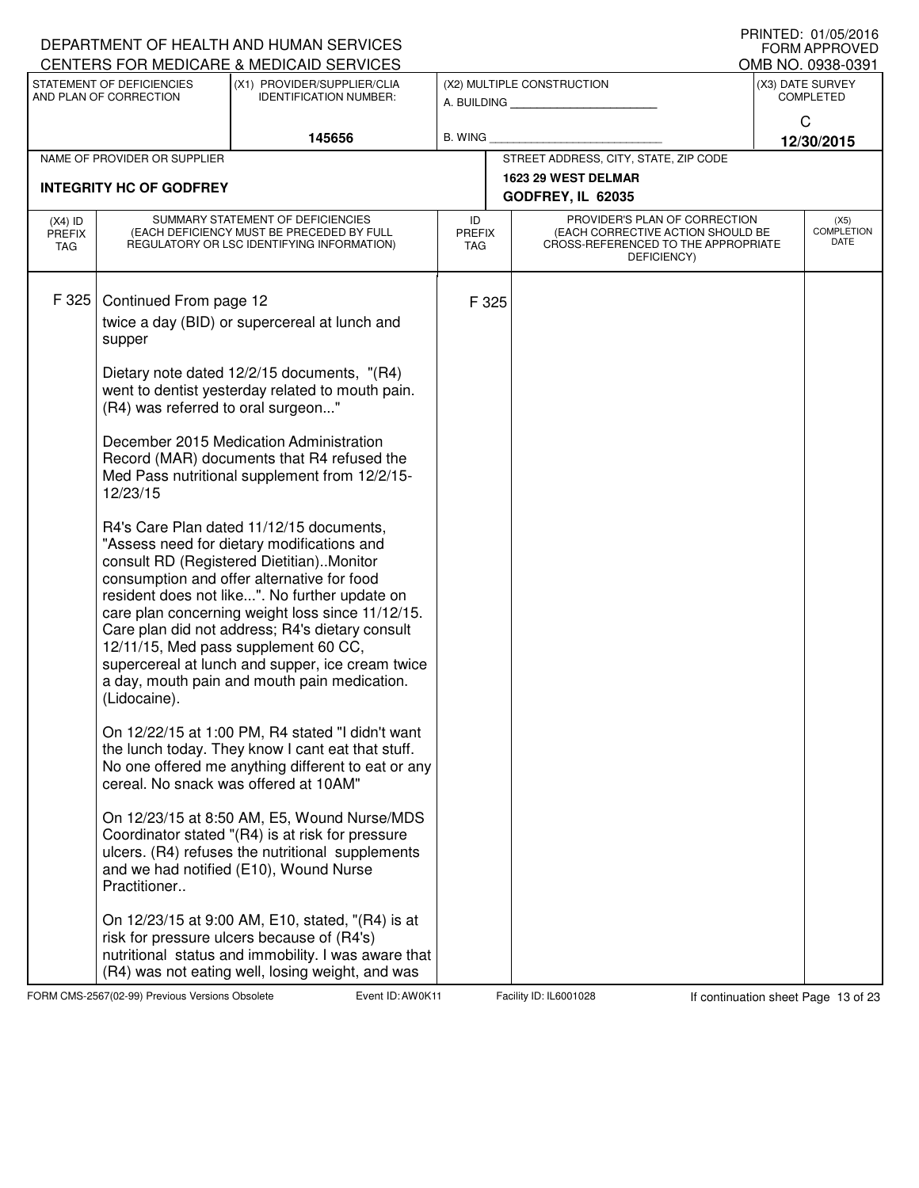DEPARTMENT OF HEALTH AND HUMAN SERVICES
CENTERS FOR MEDICARE & MEDICAID SERVICES

PRINTED: 01/05/2016
FORM APPROVED
OMB NO. 0938-0391

| STATEMENT OF DEFICIENCIES AND PLAN OF CORRECTION | (X1) PROVIDER/SUPPLIER/CLIA IDENTIFICATION NUMBER: | (X2) MULTIPLE CONSTRUCTION | (X3) DATE SURVEY COMPLETED |
|---|---|---|---|
| | 145656 | A. BUILDING ______ B. WING ______ | C 12/30/2015 |

| NAME OF PROVIDER OR SUPPLIER | STREET ADDRESS, CITY, STATE, ZIP CODE |
|---|---|
| INTEGRITY HC OF GODFREY | 1623 29 WEST DELMAR GODFREY, IL 62035 |

| (X4) ID PREFIX TAG | SUMMARY STATEMENT OF DEFICIENCIES (EACH DEFICIENCY MUST BE PRECEDED BY FULL REGULATORY OR LSC IDENTIFYING INFORMATION) | ID PREFIX TAG | PROVIDER'S PLAN OF CORRECTION (EACH CORRECTIVE ACTION SHOULD BE CROSS-REFERENCED TO THE APPROPRIATE DEFICIENCY) | (X5) COMPLETION DATE |
|---|---|---|---|---|
| F 325 | Continued From page 12<br>twice a day (BID) or supercereal at lunch and supper<br><br>Dietary note dated 12/2/15 documents, "(R4) went to dentist yesterday related to mouth pain. (R4) was referred to oral surgeon..."<br><br>December 2015 Medication Administration Record (MAR) documents that R4 refused the Med Pass nutritional supplement from 12/2/15-12/23/15<br><br>R4's Care Plan dated 11/12/15 documents, "Assess need for dietary modifications and consult RD (Registered Dietitian)..Monitor consumption and offer alternative for food resident does not like...". No further update on care plan concerning weight loss since 11/12/15. Care plan did not address; R4's dietary consult 12/11/15, Med pass supplement 60 CC, supercereal at lunch and supper, ice cream twice a day, mouth pain and mouth pain medication. (Lidocaine).<br><br>On 12/22/15 at 1:00 PM, R4 stated "I didn't want the lunch today. They know I cant eat that stuff. No one offered me anything different to eat or any cereal. No snack was offered at 10AM"<br><br>On 12/23/15 at 8:50 AM, E5, Wound Nurse/MDS Coordinator stated "(R4) is at risk for pressure ulcers. (R4) refuses the nutritional supplements and we had notified (E10), Wound Nurse Practitioner..<br><br>On 12/23/15 at 9:00 AM, E10, stated, "(R4) is at risk for pressure ulcers because of (R4's) nutritional status and immobility. I was aware that (R4) was not eating well, losing weight, and was | F 325 | | |

FORM CMS-2567(02-99) Previous Versions Obsolete | Event ID: AW0K11 | Facility ID: IL6001028 | If continuation sheet Page 13 of 23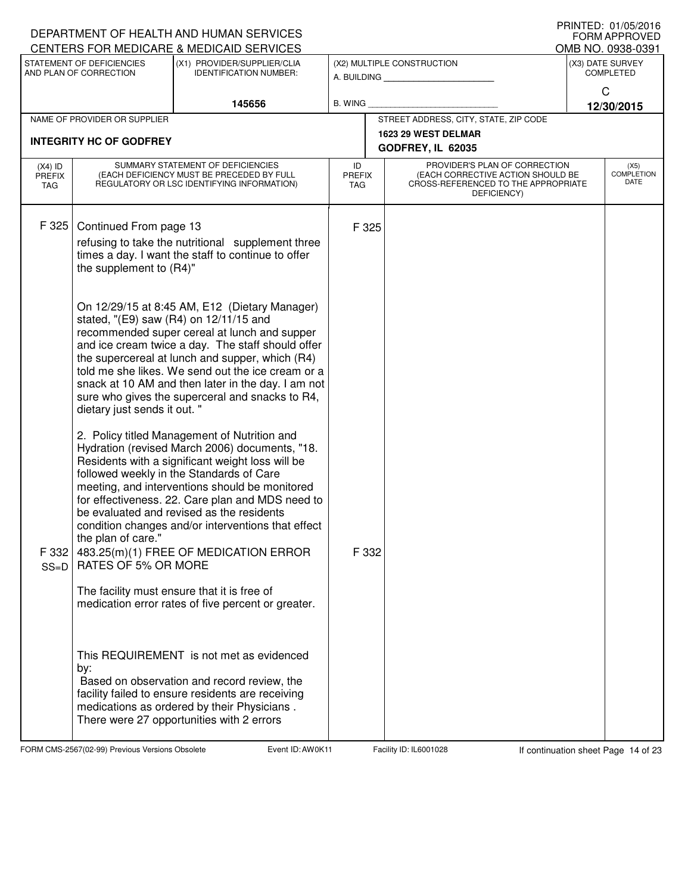DEPARTMENT OF HEALTH AND HUMAN SERVICES
CENTERS FOR MEDICARE & MEDICAID SERVICES

PRINTED: 01/05/2016
FORM APPROVED
OMB NO. 0938-0391

| STATEMENT OF DEFICIENCIES AND PLAN OF CORRECTION | (X1) PROVIDER/SUPPLIER/CLIA IDENTIFICATION NUMBER: | (X2) MULTIPLE CONSTRUCTION | (X3) DATE SURVEY COMPLETED |
|---|---|---|---|
| | 145656 | A. BUILDING ______ B. WING ______ | C 12/30/2015 |

| NAME OF PROVIDER OR SUPPLIER | STREET ADDRESS, CITY, STATE, ZIP CODE |
|---|---|
| INTEGRITY HC OF GODFREY | 1623 29 WEST DELMAR GODFREY, IL 62035 |

| (X4) ID PREFIX TAG | SUMMARY STATEMENT OF DEFICIENCIES (EACH DEFICIENCY MUST BE PRECEDED BY FULL REGULATORY OR LSC IDENTIFYING INFORMATION) | ID PREFIX TAG | PROVIDER'S PLAN OF CORRECTION (EACH CORRECTIVE ACTION SHOULD BE CROSS-REFERENCED TO THE APPROPRIATE DEFICIENCY) | (X5) COMPLETION DATE |
|---|---|---|---|---|
| F 325 | Continued From page 13<br>refusing to take the nutritional supplement three times a day. I want the staff to continue to offer the supplement to (R4)"<br><br>On 12/29/15 at 8:45 AM, E12 (Dietary Manager) stated, "(E9) saw (R4) on 12/11/15 and recommended super cereal at lunch and supper and ice cream twice a day. The staff should offer the supercereal at lunch and supper, which (R4) told me she likes. We send out the ice cream or a snack at 10 AM and then later in the day. I am not sure who gives the superceral and snacks to R4, dietary just sends it out. "<br><br>2. Policy titled Management of Nutrition and Hydration (revised March 2006) documents, "18. Residents with a significant weight loss will be followed weekly in the Standards of Care meeting, and interventions should be monitored for effectiveness. 22. Care plan and MDS need to be evaluated and revised as the residents condition changes and/or interventions that effect the plan of care." | F 325 | | |
| F 332 SS=D | 483.25(m)(1) FREE OF MEDICATION ERROR RATES OF 5% OR MORE<br><br>The facility must ensure that it is free of medication error rates of five percent or greater.<br><br>This REQUIREMENT is not met as evidenced by:<br>Based on observation and record review, the facility failed to ensure residents are receiving medications as ordered by their Physicians . There were 27 opportunities with 2 errors | F 332 | | |

FORM CMS-2567(02-99) Previous Versions Obsolete | Event ID: AW0K11 | Facility ID: IL6001028 | If continuation sheet Page 14 of 23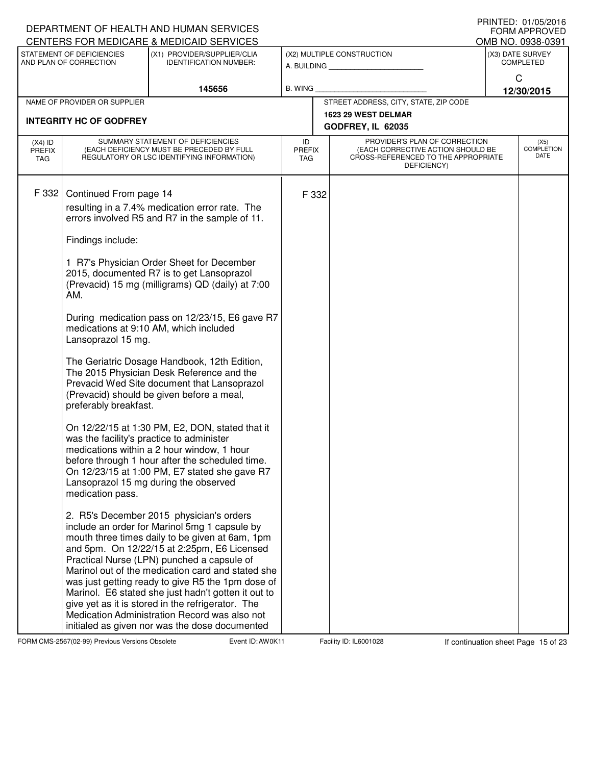DEPARTMENT OF HEALTH AND HUMAN SERVICES
CENTERS FOR MEDICARE & MEDICAID SERVICES

PRINTED: 01/05/2016
FORM APPROVED
OMB NO. 0938-0391

| STATEMENT OF DEFICIENCIES AND PLAN OF CORRECTION | (X1) PROVIDER/SUPPLIER/CLIA IDENTIFICATION NUMBER: | (X2) MULTIPLE CONSTRUCTION | (X3) DATE SURVEY COMPLETED |
|---|---|---|---|
| | 145656 | A. BUILDING ______ B. WING ______ | C 12/30/2015 |

| NAME OF PROVIDER OR SUPPLIER | STREET ADDRESS, CITY, STATE, ZIP CODE |
|---|---|
| INTEGRITY HC OF GODFREY | 1623 29 WEST DELMAR GODFREY, IL 62035 |

| (X4) ID PREFIX TAG | SUMMARY STATEMENT OF DEFICIENCIES (EACH DEFICIENCY MUST BE PRECEDED BY FULL REGULATORY OR LSC IDENTIFYING INFORMATION) | ID PREFIX TAG | PROVIDER'S PLAN OF CORRECTION (EACH CORRECTIVE ACTION SHOULD BE CROSS-REFERENCED TO THE APPROPRIATE DEFICIENCY) | (X5) COMPLETION DATE |
|---|---|---|---|---|
| F 332 | Continued From page 14<br>resulting in a 7.4% medication error rate. The errors involved R5 and R7 in the sample of 11.<br><br>Findings include:<br><br>1 R7's Physician Order Sheet for December 2015, documented R7 is to get Lansoprazol (Prevacid) 15 mg (milligrams) QD (daily) at 7:00 AM.<br><br>During medication pass on 12/23/15, E6 gave R7 medications at 9:10 AM, which included Lansoprazol 15 mg.<br><br>The Geriatric Dosage Handbook, 12th Edition, The 2015 Physician Desk Reference and the Prevacid Wed Site document that Lansoprazol (Prevacid) should be given before a meal, preferably breakfast.<br><br>On 12/22/15 at 1:30 PM, E2, DON, stated that it was the facility's practice to administer medications within a 2 hour window, 1 hour before through 1 hour after the scheduled time. On 12/23/15 at 1:00 PM, E7 stated she gave R7 Lansoprazol 15 mg during the observed medication pass.<br><br>2. R5's December 2015 physician's orders include an order for Marinol 5mg 1 capsule by mouth three times daily to be given at 6am, 1pm and 5pm. On 12/22/15 at 2:25pm, E6 Licensed Practical Nurse (LPN) punched a capsule of Marinol out of the medication card and stated she was just getting ready to give R5 the 1pm dose of Marinol. E6 stated she just hadn't gotten it out to give yet as it is stored in the refrigerator. The Medication Administration Record was also not initialed as given nor was the dose documented | F 332 | | |

FORM CMS-2567(02-99) Previous Versions Obsolete Event ID: AW0K11 Facility ID: IL6001028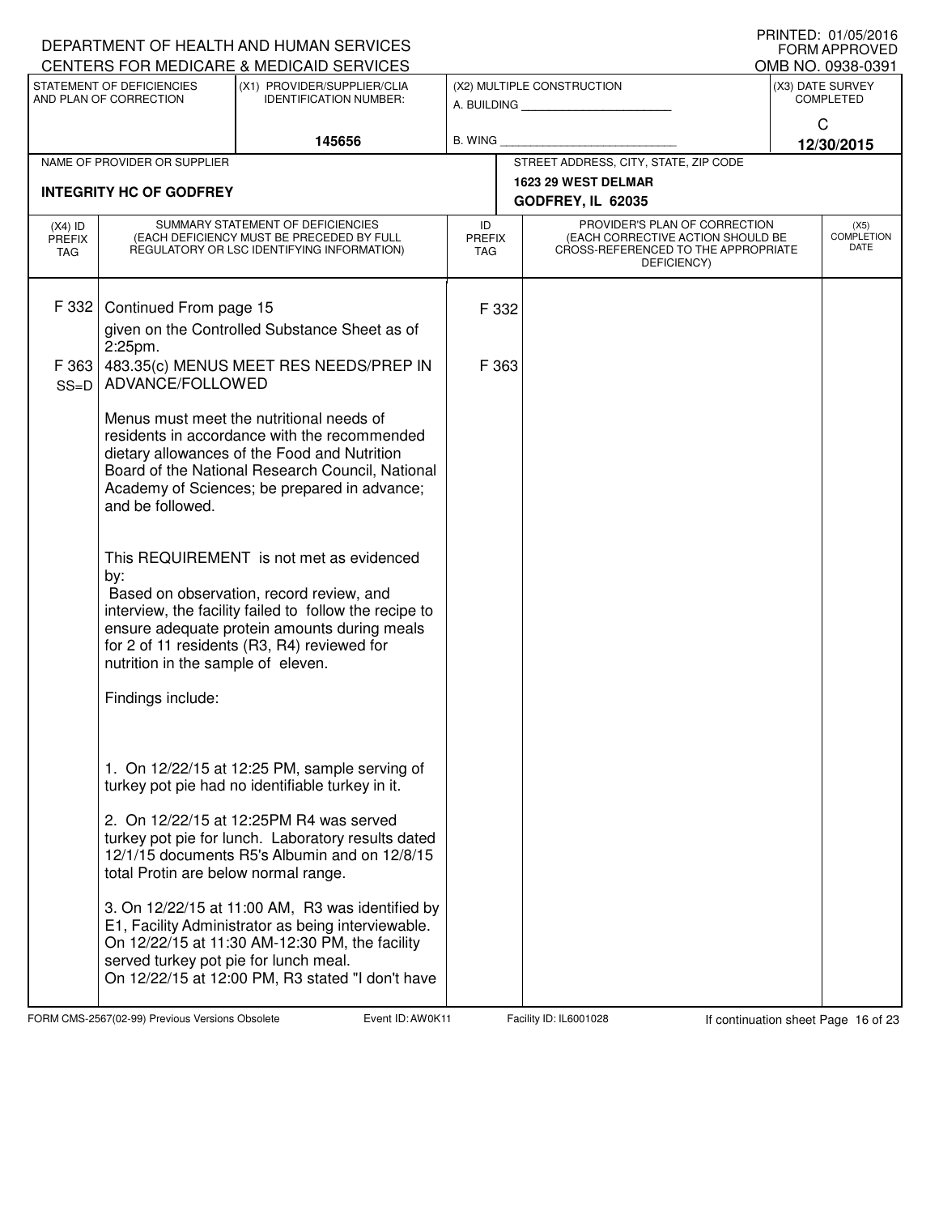DEPARTMENT OF HEALTH AND HUMAN SERVICES
CENTERS FOR MEDICARE & MEDICAID SERVICES

PRINTED: 01/05/2016
FORM APPROVED
OMB NO. 0938-0391

| STATEMENT OF DEFICIENCIES AND PLAN OF CORRECTION | (X1) PROVIDER/SUPPLIER/CLIA IDENTIFICATION NUMBER: | (X2) MULTIPLE CONSTRUCTION | (X3) DATE SURVEY COMPLETED |
|---|---|---|---|
| | 145656 | A. BUILDING ___ B. WING ___ | C 12/30/2015 |

| NAME OF PROVIDER OR SUPPLIER | STREET ADDRESS, CITY, STATE, ZIP CODE |
|---|---|
| INTEGRITY HC OF GODFREY | 1623 29 WEST DELMAR GODFREY, IL 62035 |

| (X4) ID PREFIX TAG | SUMMARY STATEMENT OF DEFICIENCIES (EACH DEFICIENCY MUST BE PRECEDED BY FULL REGULATORY OR LSC IDENTIFYING INFORMATION) | ID PREFIX TAG | PROVIDER'S PLAN OF CORRECTION (EACH CORRECTIVE ACTION SHOULD BE CROSS-REFERENCED TO THE APPROPRIATE DEFICIENCY) | (X5) COMPLETION DATE |
|---|---|---|---|---|
| F 332 | Continued From page 15<br>given on the Controlled Substance Sheet as of 2:25pm. | F 332 | | |
| F 363 SS=D | 483.35(c) MENUS MEET RES NEEDS/PREP IN ADVANCE/FOLLOWED<br><br>Menus must meet the nutritional needs of residents in accordance with the recommended dietary allowances of the Food and Nutrition Board of the National Research Council, National Academy of Sciences; be prepared in advance; and be followed.<br><br>This REQUIREMENT is not met as evidenced by:<br>Based on observation, record review, and interview, the facility failed to follow the recipe to ensure adequate protein amounts during meals for 2 of 11 residents (R3, R4) reviewed for nutrition in the sample of eleven.<br><br>Findings include:<br><br>1. On 12/22/15 at 12:25 PM, sample serving of turkey pot pie had no identifiable turkey in it.<br><br>2. On 12/22/15 at 12:25PM R4 was served turkey pot pie for lunch. Laboratory results dated 12/1/15 documents R5's Albumin and on 12/8/15 total Protin are below normal range.<br><br>3. On 12/22/15 at 11:00 AM, R3 was identified by E1, Facility Administrator as being interviewable. On 12/22/15 at 11:30 AM-12:30 PM, the facility served turkey pot pie for lunch meal.<br>On 12/22/15 at 12:00 PM, R3 stated "I don't have | F 363 | | |

FORM CMS-2567(02-99) Previous Versions Obsolete    Event ID: AW0K11    Facility ID: IL6001028    If continuation sheet Page 16 of 23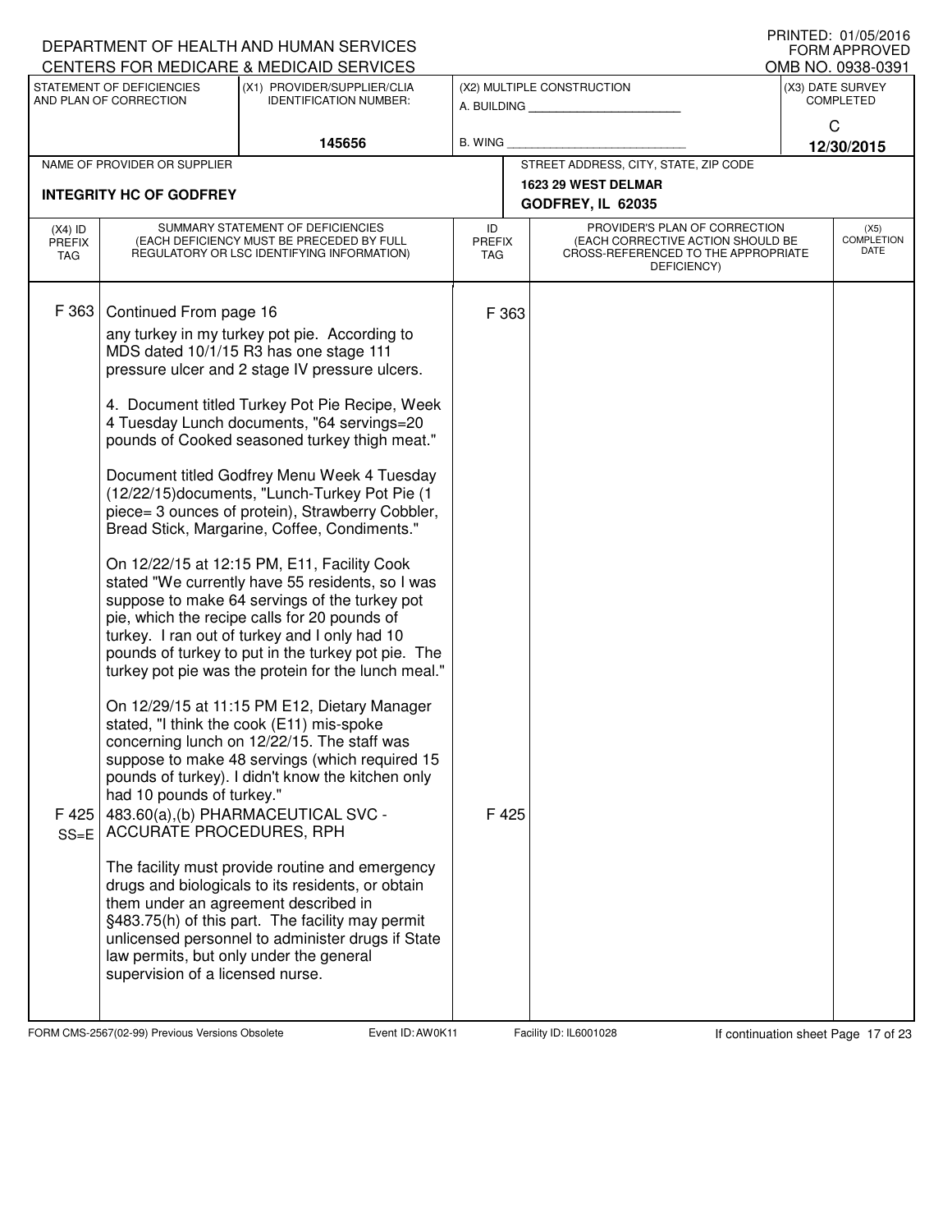DEPARTMENT OF HEALTH AND HUMAN SERVICES
CENTERS FOR MEDICARE & MEDICAID SERVICES

PRINTED: 01/05/2016
FORM APPROVED
OMB NO. 0938-0391

| STATEMENT OF DEFICIENCIES AND PLAN OF CORRECTION | (X1) PROVIDER/SUPPLIER/CLIA IDENTIFICATION NUMBER: | (X2) MULTIPLE CONSTRUCTION | (X3) DATE SURVEY COMPLETED |
|---|---|---|---|
| | 145656 | A. BUILDING ______ B. WING ______ | C 12/30/2015 |

| NAME OF PROVIDER OR SUPPLIER | STREET ADDRESS, CITY, STATE, ZIP CODE |
|---|---|
| INTEGRITY HC OF GODFREY | 1623 29 WEST DELMAR GODFREY, IL 62035 |

| (X4) ID PREFIX TAG | SUMMARY STATEMENT OF DEFICIENCIES (EACH DEFICIENCY MUST BE PRECEDED BY FULL REGULATORY OR LSC IDENTIFYING INFORMATION) | ID PREFIX TAG | PROVIDER'S PLAN OF CORRECTION (EACH CORRECTIVE ACTION SHOULD BE CROSS-REFERENCED TO THE APPROPRIATE DEFICIENCY) | (X5) COMPLETION DATE |
|---|---|---|---|---|
| F 363 | Continued From page 16<br>any turkey in my turkey pot pie. According to MDS dated 10/1/15 R3 has one stage 111 pressure ulcer and 2 stage IV pressure ulcers.<br><br>4. Document titled Turkey Pot Pie Recipe, Week 4 Tuesday Lunch documents, "64 servings=20 pounds of Cooked seasoned turkey thigh meat."<br><br>Document titled Godfrey Menu Week 4 Tuesday (12/22/15)documents, "Lunch-Turkey Pot Pie (1 piece= 3 ounces of protein), Strawberry Cobbler, Bread Stick, Margarine, Coffee, Condiments."<br><br>On 12/22/15 at 12:15 PM, E11, Facility Cook stated "We currently have 55 residents, so I was suppose to make 64 servings of the turkey pot pie, which the recipe calls for 20 pounds of turkey. I ran out of turkey and I only had 10 pounds of turkey to put in the turkey pot pie. The turkey pot pie was the protein for the lunch meal."<br><br>On 12/29/15 at 11:15 PM E12, Dietary Manager stated, "I think the cook (E11) mis-spoke concerning lunch on 12/22/15. The staff was suppose to make 48 servings (which required 15 pounds of turkey). I didn't know the kitchen only had 10 pounds of turkey." | F 363 | | |
| F 425 SS=E | 483.60(a),(b) PHARMACEUTICAL SVC - ACCURATE PROCEDURES, RPH<br><br>The facility must provide routine and emergency drugs and biologicals to its residents, or obtain them under an agreement described in §483.75(h) of this part. The facility may permit unlicensed personnel to administer drugs if State law permits, but only under the general supervision of a licensed nurse. | F 425 | | |

FORM CMS-2567(02-99) Previous Versions Obsolete Event ID: AW0K11 Facility ID: IL6001028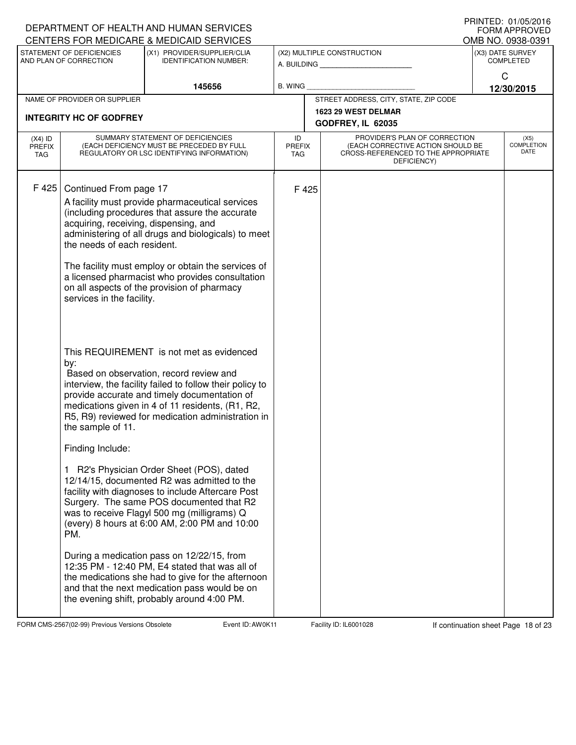DEPARTMENT OF HEALTH AND HUMAN SERVICES
CENTERS FOR MEDICARE & MEDICAID SERVICES

PRINTED: 01/05/2016
FORM APPROVED
OMB NO. 0938-0391

| STATEMENT OF DEFICIENCIES AND PLAN OF CORRECTION | (X1) PROVIDER/SUPPLIER/CLIA IDENTIFICATION NUMBER: | (X2) MULTIPLE CONSTRUCTION | (X3) DATE SURVEY COMPLETED |
|---|---|---|---|
| | 145656 | A. BUILDING ______ B. WING ______ | C 12/30/2015 |

| NAME OF PROVIDER OR SUPPLIER | STREET ADDRESS, CITY, STATE, ZIP CODE |
|---|---|
| INTEGRITY HC OF GODFREY | 1623 29 WEST DELMAR GODFREY, IL 62035 |

| (X4) ID PREFIX TAG | SUMMARY STATEMENT OF DEFICIENCIES (EACH DEFICIENCY MUST BE PRECEDED BY FULL REGULATORY OR LSC IDENTIFYING INFORMATION) | ID PREFIX TAG | PROVIDER'S PLAN OF CORRECTION (EACH CORRECTIVE ACTION SHOULD BE CROSS-REFERENCED TO THE APPROPRIATE DEFICIENCY) | (X5) COMPLETION DATE |
|---|---|---|---|---|
| F 425 | Continued From page 17 | F 425 | | |

A facility must provide pharmaceutical services (including procedures that assure the accurate acquiring, receiving, dispensing, and administering of all drugs and biologicals) to meet the needs of each resident.

The facility must employ or obtain the services of a licensed pharmacist who provides consultation on all aspects of the provision of pharmacy services in the facility.

This REQUIREMENT is not met as evidenced by:
Based on observation, record review and interview, the facility failed to follow their policy to provide accurate and timely documentation of medications given in 4 of 11 residents, (R1, R2, R5, R9) reviewed for medication administration in the sample of 11.

Finding Include:

1 R2's Physician Order Sheet (POS), dated 12/14/15, documented R2 was admitted to the facility with diagnoses to include Aftercare Post Surgery. The same POS documented that R2 was to receive Flagyl 500 mg (milligrams) Q (every) 8 hours at 6:00 AM, 2:00 PM and 10:00 PM.

During a medication pass on 12/22/15, from 12:35 PM - 12:40 PM, E4 stated that was all of the medications she had to give for the afternoon and that the next medication pass would be on the evening shift, probably around 4:00 PM.

FORM CMS-2567(02-99) Previous Versions Obsolete Event ID: AW0K11 Facility ID: IL6001028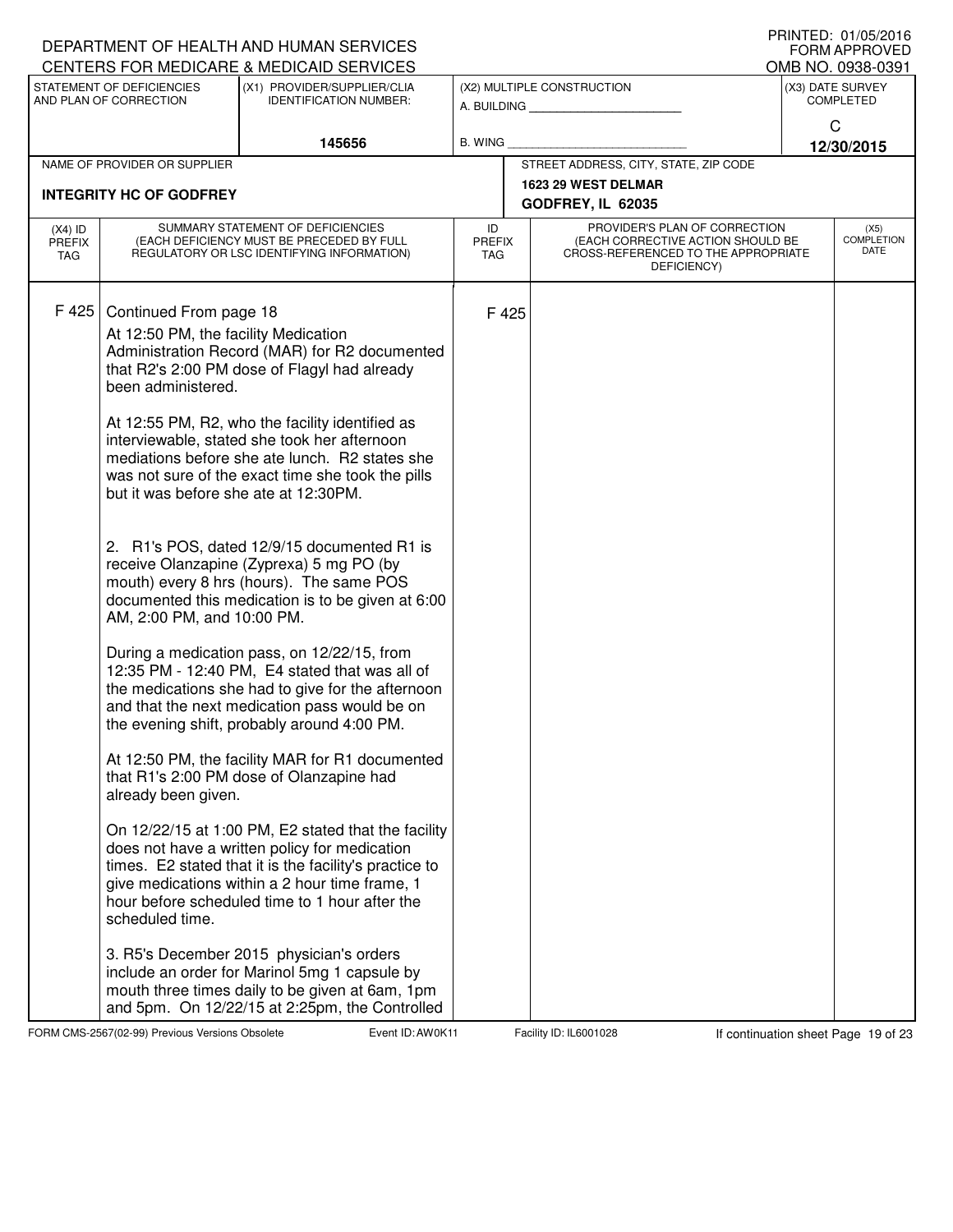DEPARTMENT OF HEALTH AND HUMAN SERVICES
CENTERS FOR MEDICARE & MEDICAID SERVICES

PRINTED: 01/05/2016
FORM APPROVED
OMB NO. 0938-0391

| STATEMENT OF DEFICIENCIES AND PLAN OF CORRECTION | (X1) PROVIDER/SUPPLIER/CLIA IDENTIFICATION NUMBER: | (X2) MULTIPLE CONSTRUCTION | (X3) DATE SURVEY COMPLETED |
|---|---|---|---|
| | 145656 | A. BUILDING ______ B. WING ______ | C 12/30/2015 |

| NAME OF PROVIDER OR SUPPLIER | STREET ADDRESS, CITY, STATE, ZIP CODE |
|---|---|
| INTEGRITY HC OF GODFREY | 1623 29 WEST DELMAR GODFREY, IL 62035 |

| (X4) ID PREFIX TAG | SUMMARY STATEMENT OF DEFICIENCIES (EACH DEFICIENCY MUST BE PRECEDED BY FULL REGULATORY OR LSC IDENTIFYING INFORMATION) | ID PREFIX TAG | PROVIDER'S PLAN OF CORRECTION (EACH CORRECTIVE ACTION SHOULD BE CROSS-REFERENCED TO THE APPROPRIATE DEFICIENCY) | (X5) COMPLETION DATE |
|---|---|---|---|---|
| F 425 | Continued From page 18 | F 425 | | |

At 12:50 PM, the facility Medication Administration Record (MAR) for R2 documented that R2's 2:00 PM dose of Flagyl had already been administered.

At 12:55 PM, R2, who the facility identified as interviewable, stated she took her afternoon mediations before she ate lunch. R2 states she was not sure of the exact time she took the pills but it was before she ate at 12:30PM.

2. R1's POS, dated 12/9/15 documented R1 is receive Olanzapine (Zyprexa) 5 mg PO (by mouth) every 8 hrs (hours). The same POS documented this medication is to be given at 6:00 AM, 2:00 PM, and 10:00 PM.

During a medication pass, on 12/22/15, from 12:35 PM - 12:40 PM, E4 stated that was all of the medications she had to give for the afternoon and that the next medication pass would be on the evening shift, probably around 4:00 PM.

At 12:50 PM, the facility MAR for R1 documented that R1's 2:00 PM dose of Olanzapine had already been given.

On 12/22/15 at 1:00 PM, E2 stated that the facility does not have a written policy for medication times. E2 stated that it is the facility's practice to give medications within a 2 hour time frame, 1 hour before scheduled time to 1 hour after the scheduled time.

3. R5's December 2015 physician's orders include an order for Marinol 5mg 1 capsule by mouth three times daily to be given at 6am, 1pm and 5pm. On 12/22/15 at 2:25pm, the Controlled

FORM CMS-2567(02-99) Previous Versions Obsolete    Event ID: AW0K11    Facility ID: IL6001028    If continuation sheet Page 19 of 23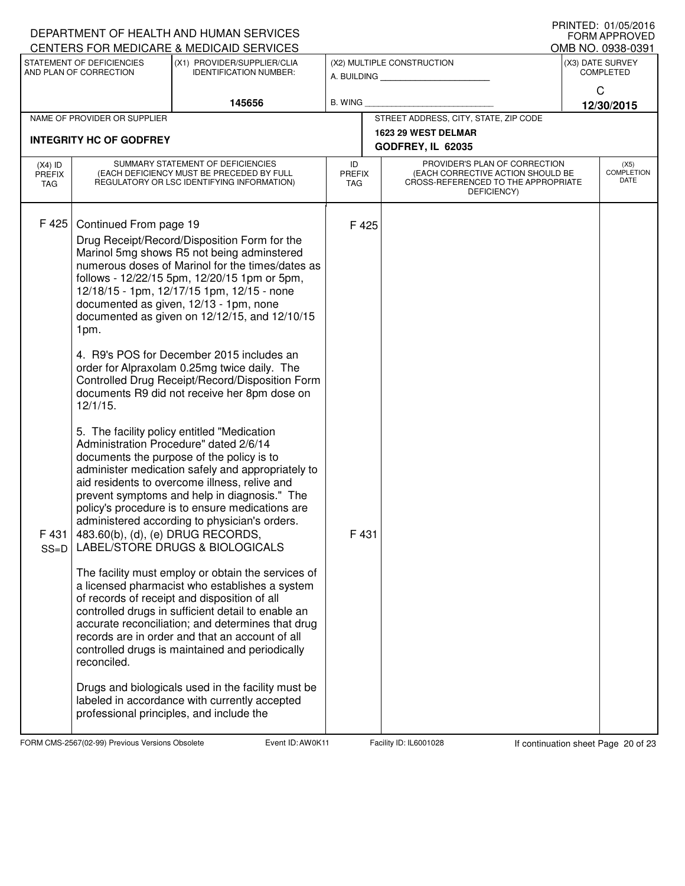DEPARTMENT OF HEALTH AND HUMAN SERVICES
CENTERS FOR MEDICARE & MEDICAID SERVICES

PRINTED: 01/05/2016
FORM APPROVED
OMB NO. 0938-0391

| STATEMENT OF DEFICIENCIES AND PLAN OF CORRECTION | (X1) PROVIDER/SUPPLIER/CLIA IDENTIFICATION NUMBER: | (X2) MULTIPLE CONSTRUCTION | (X3) DATE SURVEY COMPLETED |
|---|---|---|---|
| | 145656 | A. BUILDING ______ B. WING ______ | C 12/30/2015 |

| NAME OF PROVIDER OR SUPPLIER | STREET ADDRESS, CITY, STATE, ZIP CODE |
|---|---|
| INTEGRITY HC OF GODFREY | 1623 29 WEST DELMAR GODFREY, IL 62035 |

| (X4) ID PREFIX TAG | SUMMARY STATEMENT OF DEFICIENCIES (EACH DEFICIENCY MUST BE PRECEDED BY FULL REGULATORY OR LSC IDENTIFYING INFORMATION) | ID PREFIX TAG | PROVIDER'S PLAN OF CORRECTION (EACH CORRECTIVE ACTION SHOULD BE CROSS-REFERENCED TO THE APPROPRIATE DEFICIENCY) | (X5) COMPLETION DATE |
|---|---|---|---|---|
| F 425 | Continued From page 19<br>Drug Receipt/Record/Disposition Form for the Marinol 5mg shows R5 not being adminstered numerous doses of Marinol for the times/dates as follows - 12/22/15 5pm, 12/20/15 1pm or 5pm, 12/18/15 - 1pm, 12/17/15 1pm, 12/15 - none documented as given, 12/13 - 1pm, none documented as given on 12/12/15, and 12/10/15 1pm.<br><br>4. R9's POS for December 2015 includes an order for Alpraxolam 0.25mg twice daily. The Controlled Drug Receipt/Record/Disposition Form documents R9 did not receive her 8pm dose on 12/1/15.<br><br>5. The facility policy entitled "Medication Administration Procedure" dated 2/6/14 documents the purpose of the policy is to administer medication safely and appropriately to aid residents to overcome illness, relive and prevent symptoms and help in diagnosis." The policy's procedure is to ensure medications are administered according to physician's orders. | F 425 | | |
| F 431 SS=D | 483.60(b), (d), (e) DRUG RECORDS, LABEL/STORE DRUGS & BIOLOGICALS<br><br>The facility must employ or obtain the services of a licensed pharmacist who establishes a system of records of receipt and disposition of all controlled drugs in sufficient detail to enable an accurate reconciliation; and determines that drug records are in order and that an account of all controlled drugs is maintained and periodically reconciled.<br><br>Drugs and biologicals used in the facility must be labeled in accordance with currently accepted professional principles, and include the | F 431 | | |

FORM CMS-2567(02-99) Previous Versions Obsolete Event ID: AW0K11 Facility ID: IL6001028 If continuation sheet Page 20 of 23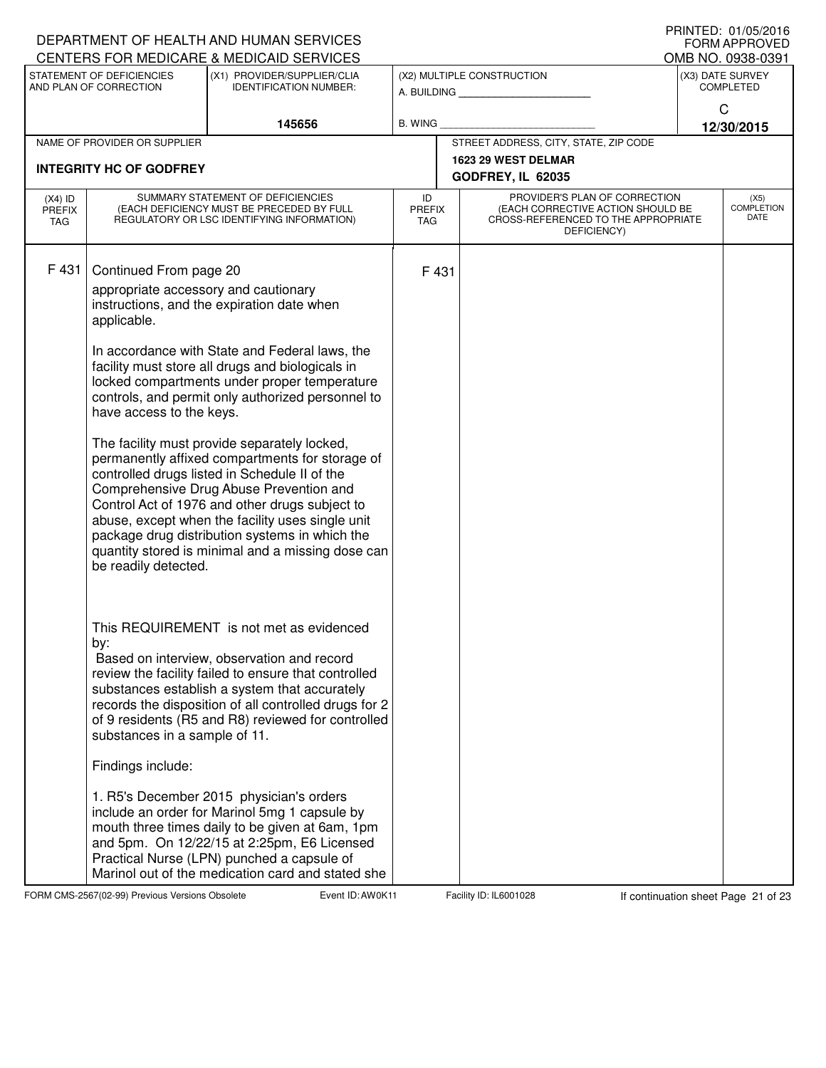DEPARTMENT OF HEALTH AND HUMAN SERVICES
CENTERS FOR MEDICARE & MEDICAID SERVICES

PRINTED: 01/05/2016
FORM APPROVED
OMB NO. 0938-0391

| STATEMENT OF DEFICIENCIES AND PLAN OF CORRECTION | (X1) PROVIDER/SUPPLIER/CLIA IDENTIFICATION NUMBER: | (X2) MULTIPLE CONSTRUCTION | (X3) DATE SURVEY COMPLETED |
|---|---|---|---|
| | 145656 | A. BUILDING ______ B. WING ______ | C 12/30/2015 |

| NAME OF PROVIDER OR SUPPLIER | STREET ADDRESS, CITY, STATE, ZIP CODE |
|---|---|
| INTEGRITY HC OF GODFREY | 1623 29 WEST DELMAR GODFREY, IL 62035 |

| (X4) ID PREFIX TAG | SUMMARY STATEMENT OF DEFICIENCIES (EACH DEFICIENCY MUST BE PRECEDED BY FULL REGULATORY OR LSC IDENTIFYING INFORMATION) | ID PREFIX TAG | PROVIDER'S PLAN OF CORRECTION (EACH CORRECTIVE ACTION SHOULD BE CROSS-REFERENCED TO THE APPROPRIATE DEFICIENCY) | (X5) COMPLETION DATE |
|---|---|---|---|---|
| F 431 | Continued From page 20 | F 431 | | |

appropriate accessory and cautionary instructions, and the expiration date when applicable.

In accordance with State and Federal laws, the facility must store all drugs and biologicals in locked compartments under proper temperature controls, and permit only authorized personnel to have access to the keys.

The facility must provide separately locked, permanently affixed compartments for storage of controlled drugs listed in Schedule II of the Comprehensive Drug Abuse Prevention and Control Act of 1976 and other drugs subject to abuse, except when the facility uses single unit package drug distribution systems in which the quantity stored is minimal and a missing dose can be readily detected.

This REQUIREMENT is not met as evidenced by:
Based on interview, observation and record review the facility failed to ensure that controlled substances establish a system that accurately records the disposition of all controlled drugs for 2 of 9 residents (R5 and R8) reviewed for controlled substances in a sample of 11.

Findings include:

1. R5's December 2015 physician's orders include an order for Marinol 5mg 1 capsule by mouth three times daily to be given at 6am, 1pm and 5pm. On 12/22/15 at 2:25pm, E6 Licensed Practical Nurse (LPN) punched a capsule of Marinol out of the medication card and stated she

FORM CMS-2567(02-99) Previous Versions Obsolete Event ID: AW0K11 Facility ID: IL6001028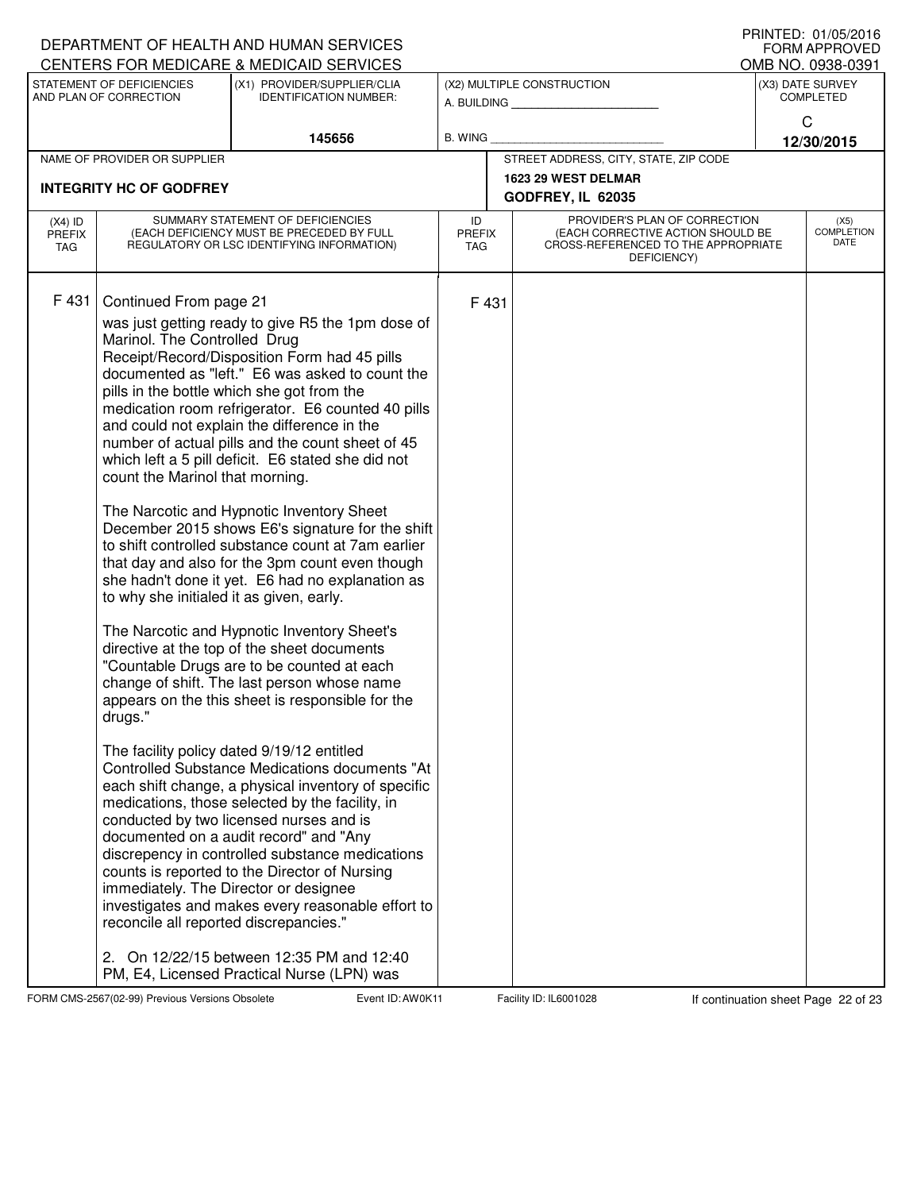DEPARTMENT OF HEALTH AND HUMAN SERVICES
CENTERS FOR MEDICARE & MEDICAID SERVICES

PRINTED: 01/05/2016
FORM APPROVED
OMB NO. 0938-0391

| STATEMENT OF DEFICIENCIES AND PLAN OF CORRECTION | (X1) PROVIDER/SUPPLIER/CLIA IDENTIFICATION NUMBER: | (X2) MULTIPLE CONSTRUCTION | (X3) DATE SURVEY COMPLETED |
|---|---|---|---|
| | 145656 | A. BUILDING ______ B. WING ______ | C 12/30/2015 |

| NAME OF PROVIDER OR SUPPLIER | STREET ADDRESS, CITY, STATE, ZIP CODE |
|---|---|
| INTEGRITY HC OF GODFREY | 1623 29 WEST DELMAR GODFREY, IL 62035 |

| (X4) ID PREFIX TAG | SUMMARY STATEMENT OF DEFICIENCIES (EACH DEFICIENCY MUST BE PRECEDED BY FULL REGULATORY OR LSC IDENTIFYING INFORMATION) | ID PREFIX TAG | PROVIDER'S PLAN OF CORRECTION (EACH CORRECTIVE ACTION SHOULD BE CROSS-REFERENCED TO THE APPROPRIATE DEFICIENCY) | (X5) COMPLETION DATE |
|---|---|---|---|---|
| F 431 | Continued From page 21 | F 431 | | |

was just getting ready to give R5 the 1pm dose of Marinol. The Controlled Drug Receipt/Record/Disposition Form had 45 pills documented as "left." E6 was asked to count the pills in the bottle which she got from the medication room refrigerator. E6 counted 40 pills and could not explain the difference in the number of actual pills and the count sheet of 45 which left a 5 pill deficit. E6 stated she did not count the Marinol that morning.

The Narcotic and Hypnotic Inventory Sheet December 2015 shows E6's signature for the shift to shift controlled substance count at 7am earlier that day and also for the 3pm count even though she hadn't done it yet. E6 had no explanation as to why she initialed it as given, early.

The Narcotic and Hypnotic Inventory Sheet's directive at the top of the sheet documents "Countable Drugs are to be counted at each change of shift. The last person whose name appears on the this sheet is responsible for the drugs."

The facility policy dated 9/19/12 entitled Controlled Substance Medications documents "At each shift change, a physical inventory of specific medications, those selected by the facility, in conducted by two licensed nurses and is documented on a audit record" and "Any discrepancy in controlled substance medications counts is reported to the Director of Nursing immediately. The Director or designee investigates and makes every reasonable effort to reconcile all reported discrepancies."

2. On 12/22/15 between 12:35 PM and 12:40 PM, E4, Licensed Practical Nurse (LPN) was

FORM CMS-2567(02-99) Previous Versions Obsolete    Event ID: AW0K11    Facility ID: IL6001028    If continuation sheet Page 22 of 23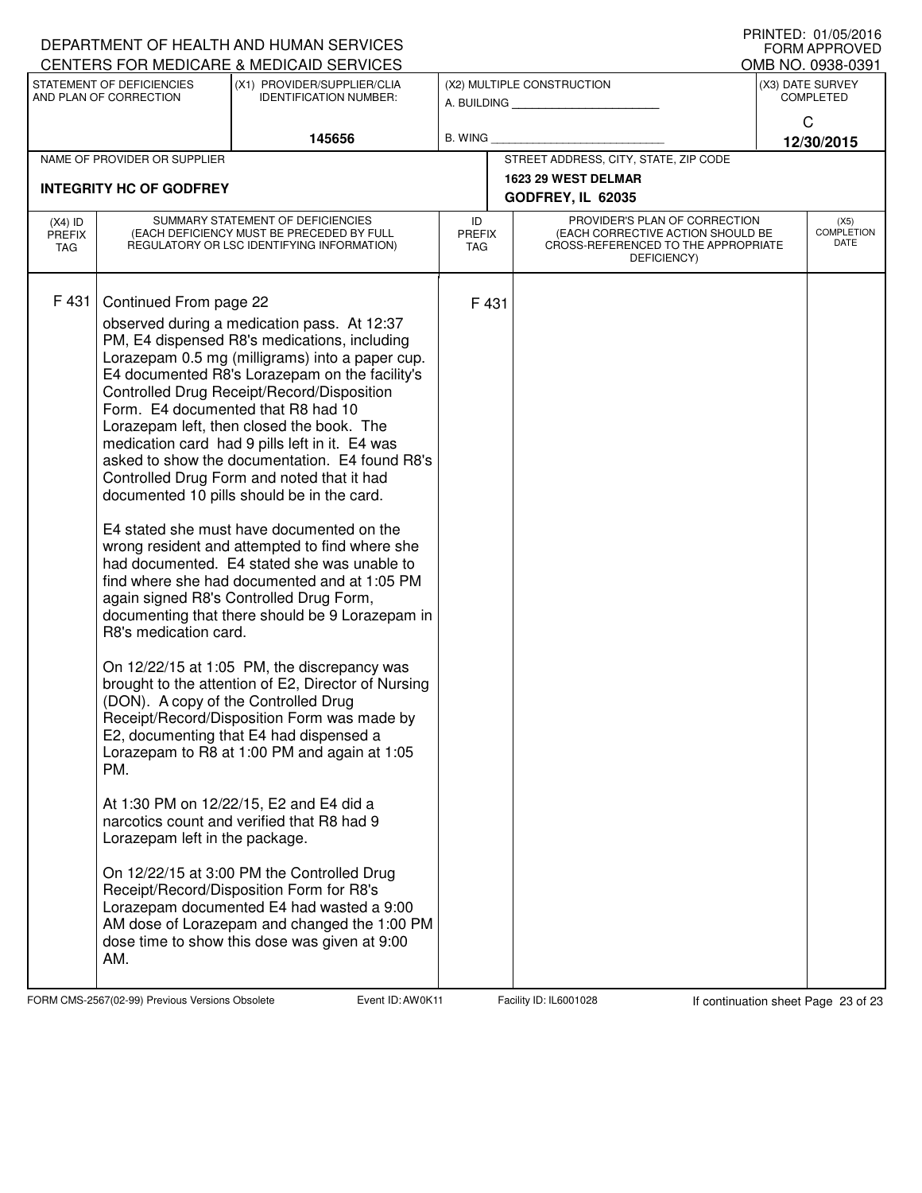DEPARTMENT OF HEALTH AND HUMAN SERVICES
CENTERS FOR MEDICARE & MEDICAID SERVICES

PRINTED: 01/05/2016
FORM APPROVED
OMB NO. 0938-0391

| STATEMENT OF DEFICIENCIES AND PLAN OF CORRECTION | (X1) PROVIDER/SUPPLIER/CLIA IDENTIFICATION NUMBER: | (X2) MULTIPLE CONSTRUCTION | (X3) DATE SURVEY COMPLETED |
|---|---|---|---|
| | 145656 | A. BUILDING ______ B. WING ______ | C 12/30/2015 |

| NAME OF PROVIDER OR SUPPLIER | STREET ADDRESS, CITY, STATE, ZIP CODE |
|---|---|
| INTEGRITY HC OF GODFREY | 1623 29 WEST DELMAR GODFREY, IL 62035 |

| (X4) ID PREFIX TAG | SUMMARY STATEMENT OF DEFICIENCIES (EACH DEFICIENCY MUST BE PRECEDED BY FULL REGULATORY OR LSC IDENTIFYING INFORMATION) | ID PREFIX TAG | PROVIDER'S PLAN OF CORRECTION (EACH CORRECTIVE ACTION SHOULD BE CROSS-REFERENCED TO THE APPROPRIATE DEFICIENCY) | (X5) COMPLETION DATE |
|---|---|---|---|---|
| F 431 | Continued From page 22 | F 431 | | |

observed during a medication pass. At 12:37 PM, E4 dispensed R8's medications, including Lorazepam 0.5 mg (milligrams) into a paper cup. E4 documented R8's Lorazepam on the facility's Controlled Drug Receipt/Record/Disposition Form. E4 documented that R8 had 10 Lorazepam left, then closed the book. The medication card had 9 pills left in it. E4 was asked to show the documentation. E4 found R8's Controlled Drug Form and noted that it had documented 10 pills should be in the card.

E4 stated she must have documented on the wrong resident and attempted to find where she had documented. E4 stated she was unable to find where she had documented and at 1:05 PM again signed R8's Controlled Drug Form, documenting that there should be 9 Lorazepam in R8's medication card.

On 12/22/15 at 1:05 PM, the discrepancy was brought to the attention of E2, Director of Nursing (DON). A copy of the Controlled Drug Receipt/Record/Disposition Form was made by E2, documenting that E4 had dispensed a Lorazepam to R8 at 1:00 PM and again at 1:05 PM.

At 1:30 PM on 12/22/15, E2 and E4 did a narcotics count and verified that R8 had 9 Lorazepam left in the package.

On 12/22/15 at 3:00 PM the Controlled Drug Receipt/Record/Disposition Form for R8's Lorazepam documented E4 had wasted a 9:00 AM dose of Lorazepam and changed the 1:00 PM dose time to show this dose was given at 9:00 AM.

FORM CMS-2567(02-99) Previous Versions Obsolete Event ID: AW0K11 Facility ID: IL6001028